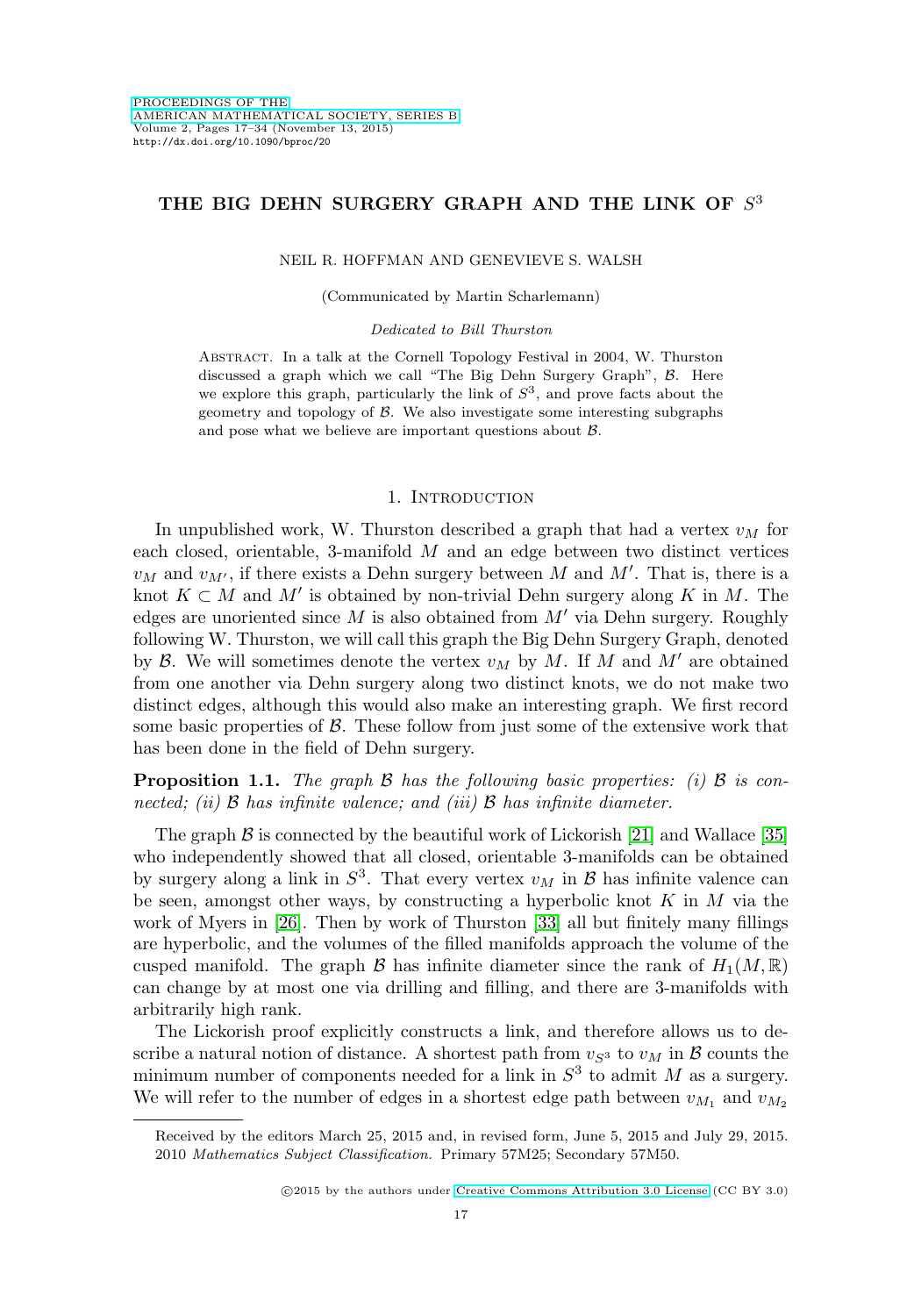# THE BIG DEHN SURGERY GRAPH AND THE LINK OF $S^3$

NEIL R. HOFFMAN AND GENEVIEVE S. WALSH

(Communicated by Martin Scharlemann)

*Dedicated to Bill Thurston*

Abstract. In a talk at the Cornell Topology Festival in 2004, W. Thurston discussed a graph which we call "The Big Dehn Surgery Graph", $\mathcal{B}$. Here we explore this graph, particularly the link of $S^3$, and prove facts about the geometry and topology of $\mathcal{B}$. We also investigate some interesting subgraphs and pose what we believe are important questions about $\mathcal{B}$.

## 1. Introduction

In unpublished work, W. Thurston described a graph that had a vertex $v_M$ for each closed, orientable, 3-manifold $M$ and an edge between two distinct vertices $v_M$ and $v_{M'}$, if there exists a Dehn surgery between $M$ and $M'$. That is, there is a knot $K \subset M$ and $M'$ is obtained by non-trivial Dehn surgery along $K$ in $M$. The edges are unoriented since $M$ is also obtained from $M'$ via Dehn surgery. Roughly following W. Thurston, we will call this graph the Big Dehn Surgery Graph, denoted by $\mathcal{B}$. We will sometimes denote the vertex $v_M$ by $M$. If $M$ and $M'$ are obtained from one another via Dehn surgery along two distinct knots, we do not make two distinct edges, although this would also make an interesting graph. We first record some basic properties of $\mathcal{B}$. These follow from just some of the extensive work that has been done in the field of Dehn surgery.

**Proposition 1.1.** *The graph $\mathcal{B}$ has the following basic properties: (i) $\mathcal{B}$ is connected; (ii) $\mathcal{B}$ has infinite valence; and (iii) $\mathcal{B}$ has infinite diameter.*

The graph $\mathcal{B}$ is connected by the beautiful work of Lickorish [21] and Wallace [35] who independently showed that all closed, orientable 3-manifolds can be obtained by surgery along a link in $S^3$. That every vertex $v_M$ in $\mathcal{B}$ has infinite valence can be seen, amongst other ways, by constructing a hyperbolic knot $K$ in $M$ via the work of Myers in [26]. Then by work of Thurston [33] all but finitely many fillings are hyperbolic, and the volumes of the filled manifolds approach the volume of the cusped manifold. The graph $\mathcal{B}$ has infinite diameter since the rank of $H_1(M, \mathbb{R})$ can change by at most one via drilling and filling, and there are 3-manifolds with arbitrarily high rank.

The Lickorish proof explicitly constructs a link, and therefore allows us to describe a natural notion of distance. A shortest path from $v_{S^3}$ to $v_M$ in $\mathcal{B}$ counts the minimum number of components needed for a link in $S^3$ to admit $M$ as a surgery. We will refer to the number of edges in a shortest edge path between $v_{M_1}$ and $v_{M_2}$

Received by the editors March 25, 2015 and, in revised form, June 5, 2015 and July 29, 2015.
2010 *Mathematics Subject Classification.* Primary 57M25; Secondary 57M50.

©2015 by the authors under Creative Commons Attribution 3.0 License (CC BY 3.0)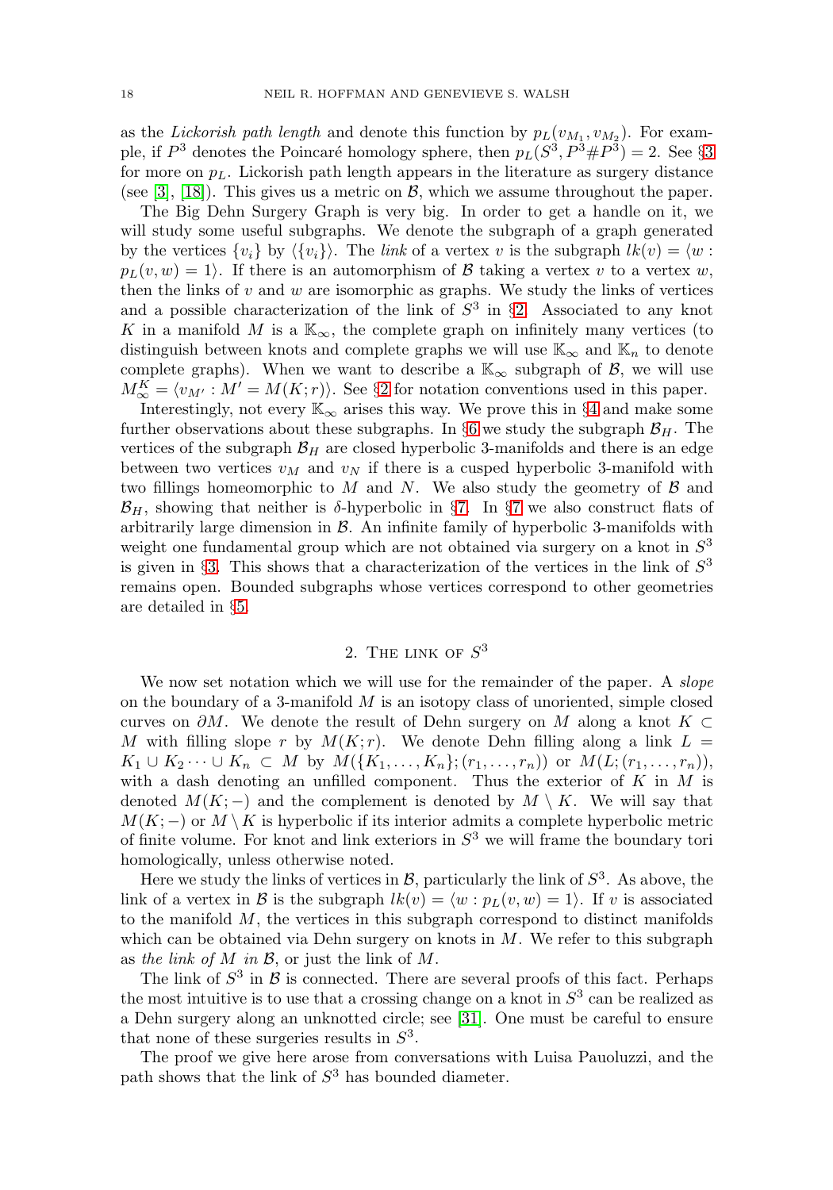as the *Lickorish path length* and denote this function by $p_L(v_{M_1}, v_{M_2})$. For example, if $P^3$ denotes the Poincaré homology sphere, then $p_L(S^3, P^3 \# P^3) = 2$. See §3 for more on $p_L$. Lickorish path length appears in the literature as surgery distance (see [3], [18]). This gives us a metric on $\mathcal{B}$, which we assume throughout the paper.

The Big Dehn Surgery Graph is very big. In order to get a handle on it, we will study some useful subgraphs. We denote the subgraph of a graph generated by the vertices $\{v_i\}$ by $\langle \{v_i\} \rangle$. The *link* of a vertex $v$ is the subgraph $lk(v) = \langle w : p_L(v, w) = 1 \rangle$. If there is an automorphism of $\mathcal{B}$ taking a vertex $v$ to a vertex $w$, then the links of $v$ and $w$ are isomorphic as graphs. We study the links of vertices and a possible characterization of the link of $S^3$ in §2. Associated to any knot $K$ in a manifold $M$ is a $\mathbb{K}_\infty$, the complete graph on infinitely many vertices (to distinguish between knots and complete graphs we will use $\mathbb{K}_\infty$ and $\mathbb{K}_n$ to denote complete graphs). When we want to describe a $\mathbb{K}_\infty$ subgraph of $\mathcal{B}$, we will use $M^K_\infty = \langle v_{M'} : M' = M(K; r) \rangle$. See §2 for notation conventions used in this paper.

Interestingly, not every $\mathbb{K}_\infty$ arises this way. We prove this in §4 and make some further observations about these subgraphs. In §6 we study the subgraph $\mathcal{B}_H$. The vertices of the subgraph $\mathcal{B}_H$ are closed hyperbolic 3-manifolds and there is an edge between two vertices $v_M$ and $v_N$ if there is a cusped hyperbolic 3-manifold with two fillings homeomorphic to $M$ and $N$. We also study the geometry of $\mathcal{B}$ and $\mathcal{B}_H$, showing that neither is $\delta$-hyperbolic in §7. In §7 we also construct flats of arbitrarily large dimension in $\mathcal{B}$. An infinite family of hyperbolic 3-manifolds with weight one fundamental group which are not obtained via surgery on a knot in $S^3$ is given in §3. This shows that a characterization of the vertices in the link of $S^3$ remains open. Bounded subgraphs whose vertices correspond to other geometries are detailed in §5.

## 2. The link of $S^3$

We now set notation which we will use for the remainder of the paper. A *slope* on the boundary of a 3-manifold $M$ is an isotopy class of unoriented, simple closed curves on $\partial M$. We denote the result of Dehn surgery on $M$ along a knot $K \subset M$ with filling slope $r$ by $M(K; r)$. We denote Dehn filling along a link $L = K_1 \cup K_2 \cdots \cup K_n \subset M$ by $M(\{K_1, \ldots, K_n\}; (r_1, \ldots, r_n))$ or $M(L; (r_1, \ldots, r_n))$, with a dash denoting an unfilled component. Thus the exterior of $K$ in $M$ is denoted $M(K; -)$ and the complement is denoted by $M \setminus K$. We will say that $M(K; -)$ or $M \setminus K$ is hyperbolic if its interior admits a complete hyperbolic metric of finite volume. For knot and link exteriors in $S^3$ we will frame the boundary tori homologically, unless otherwise noted.

Here we study the links of vertices in $\mathcal{B}$, particularly the link of $S^3$. As above, the link of a vertex in $\mathcal{B}$ is the subgraph $lk(v) = \langle w : p_L(v, w) = 1 \rangle$. If $v$ is associated to the manifold $M$, the vertices in this subgraph correspond to distinct manifolds which can be obtained via Dehn surgery on knots in $M$. We refer to this subgraph as *the link of $M$ in $\mathcal{B}$*, or just the link of $M$.

The link of $S^3$ in $\mathcal{B}$ is connected. There are several proofs of this fact. Perhaps the most intuitive is to use that a crossing change on a knot in $S^3$ can be realized as a Dehn surgery along an unknotted circle; see [31]. One must be careful to ensure that none of these surgeries results in $S^3$.

The proof we give here arose from conversations with Luisa Pauoluzzi, and the path shows that the link of $S^3$ has bounded diameter.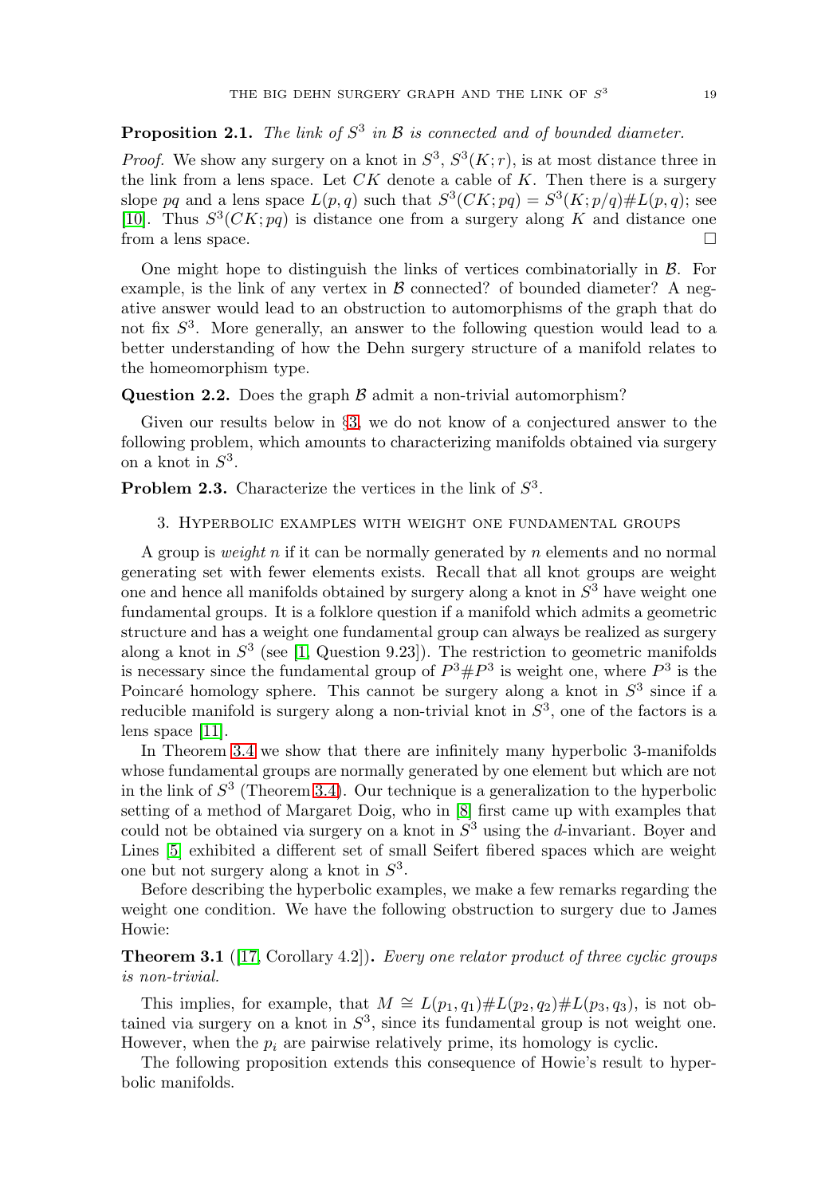**Proposition 2.1.** *The link of $S^3$ in $\mathcal{B}$ is connected and of bounded diameter.*

*Proof.* We show any surgery on a knot in $S^3$, $S^3(K;r)$, is at most distance three in the link from a lens space. Let $CK$ denote a cable of $K$. Then there is a surgery slope $pq$ and a lens space $L(p,q)$ such that $S^3(CK;pq) = S^3(K;p/q)\#L(p,q)$; see [10]. Thus $S^3(CK;pq)$ is distance one from a surgery along $K$ and distance one from a lens space. □

One might hope to distinguish the links of vertices combinatorially in $\mathcal{B}$. For example, is the link of any vertex in $\mathcal{B}$ connected? of bounded diameter? A negative answer would lead to an obstruction to automorphisms of the graph that do not fix $S^3$. More generally, an answer to the following question would lead to a better understanding of how the Dehn surgery structure of a manifold relates to the homeomorphism type.

**Question 2.2.** Does the graph $\mathcal{B}$ admit a non-trivial automorphism?

Given our results below in §3, we do not know of a conjectured answer to the following problem, which amounts to characterizing manifolds obtained via surgery on a knot in $S^3$.

**Problem 2.3.** Characterize the vertices in the link of $S^3$.

## 3. Hyperbolic examples with weight one fundamental groups

A group is *weight* $n$ if it can be normally generated by $n$ elements and no normal generating set with fewer elements exists. Recall that all knot groups are weight one and hence all manifolds obtained by surgery along a knot in $S^3$ have weight one fundamental groups. It is a folklore question if a manifold which admits a geometric structure and has a weight one fundamental group can always be realized as surgery along a knot in $S^3$ (see [1, Question 9.23]). The restriction to geometric manifolds is necessary since the fundamental group of $P^3\#P^3$ is weight one, where $P^3$ is the Poincaré homology sphere. This cannot be surgery along a knot in $S^3$ since if a reducible manifold is surgery along a non-trivial knot in $S^3$, one of the factors is a lens space [11].

In Theorem 3.4 we show that there are infinitely many hyperbolic 3-manifolds whose fundamental groups are normally generated by one element but which are not in the link of $S^3$ (Theorem 3.4). Our technique is a generalization to the hyperbolic setting of a method of Margaret Doig, who in [8] first came up with examples that could not be obtained via surgery on a knot in $S^3$ using the $d$-invariant. Boyer and Lines [5] exhibited a different set of small Seifert fibered spaces which are weight one but not surgery along a knot in $S^3$.

Before describing the hyperbolic examples, we make a few remarks regarding the weight one condition. We have the following obstruction to surgery due to James Howie:

**Theorem 3.1** ([17, Corollary 4.2])**.** *Every one relator product of three cyclic groups is non-trivial.*

This implies, for example, that $M \cong L(p_1,q_1)\#L(p_2,q_2)\#L(p_3,q_3)$, is not obtained via surgery on a knot in $S^3$, since its fundamental group is not weight one. However, when the $p_i$ are pairwise relatively prime, its homology is cyclic.

The following proposition extends this consequence of Howie's result to hyperbolic manifolds.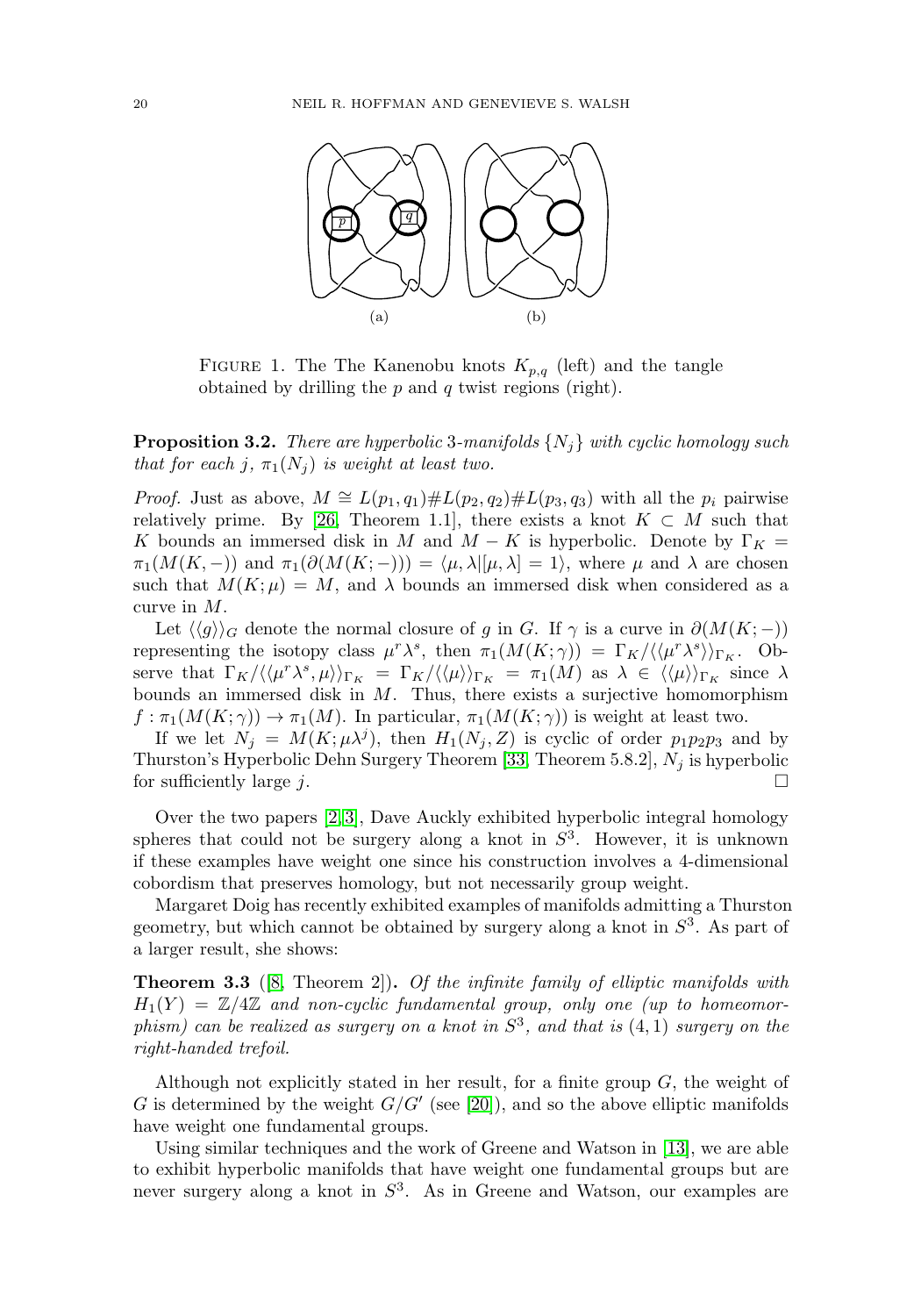FIGURE 1. The The Kanenobu knots $K_{p,q}$ (left) and the tangle obtained by drilling the $p$ and $q$ twist regions (right).

**Proposition 3.2.** *There are hyperbolic 3-manifolds $\{N_j\}$ with cyclic homology such that for each $j$, $\pi_1(N_j)$ is weight at least two.*

*Proof.* Just as above, $M \cong L(p_1, q_1)\#L(p_2, q_2)\#L(p_3, q_3)$ with all the $p_i$ pairwise relatively prime. By [26, Theorem 1.1], there exists a knot $K \subset M$ such that $K$ bounds an immersed disk in $M$ and $M - K$ is hyperbolic. Denote by $\Gamma_K = \pi_1(M(K, -))$ and $\pi_1(\partial(M(K; -))) = \langle \mu, \lambda | [\mu, \lambda] = 1 \rangle$, where $\mu$ and $\lambda$ are chosen such that $M(K; \mu) = M$, and $\lambda$ bounds an immersed disk when considered as a curve in $M$.

Let $\langle\langle g \rangle\rangle_G$ denote the normal closure of $g$ in $G$. If $\gamma$ is a curve in $\partial(M(K; -))$ representing the isotopy class $\mu^r\lambda^s$, then $\pi_1(M(K; \gamma)) = \Gamma_K/\langle\langle \mu^r\lambda^s \rangle\rangle_{\Gamma_K}$. Observe that $\Gamma_K/\langle\langle \mu^r\lambda^s, \mu \rangle\rangle_{\Gamma_K} = \Gamma_K/\langle\langle \mu \rangle\rangle_{\Gamma_K} = \pi_1(M)$ as $\lambda \in \langle\langle \mu \rangle\rangle_{\Gamma_K}$ since $\lambda$ bounds an immersed disk in $M$. Thus, there exists a surjective homomorphism $f : \pi_1(M(K; \gamma)) \to \pi_1(M)$. In particular, $\pi_1(M(K; \gamma))$ is weight at least two.

If we let $N_j = M(K; \mu\lambda^j)$, then $H_1(N_j, Z)$ is cyclic of order $p_1p_2p_3$ and by Thurston's Hyperbolic Dehn Surgery Theorem [33, Theorem 5.8.2], $N_j$ is hyperbolic for sufficiently large $j$. $\square$

Over the two papers [2, 3], Dave Auckly exhibited hyperbolic integral homology spheres that could not be surgery along a knot in $S^3$. However, it is unknown if these examples have weight one since his construction involves a 4-dimensional cobordism that preserves homology, but not necessarily group weight.

Margaret Doig has recently exhibited examples of manifolds admitting a Thurston geometry, but which cannot be obtained by surgery along a knot in $S^3$. As part of a larger result, she shows:

**Theorem 3.3** ([8, Theorem 2])**.** *Of the infinite family of elliptic manifolds with $H_1(Y) = \mathbb{Z}/4\mathbb{Z}$ and non-cyclic fundamental group, only one (up to homeomorphism) can be realized as surgery on a knot in $S^3$, and that is $(4, 1)$ surgery on the right-handed trefoil.*

Although not explicitly stated in her result, for a finite group $G$, the weight of $G$ is determined by the weight $G/G'$ (see [20]), and so the above elliptic manifolds have weight one fundamental groups.

Using similar techniques and the work of Greene and Watson in [13], we are able to exhibit hyperbolic manifolds that have weight one fundamental groups but are never surgery along a knot in $S^3$. As in Greene and Watson, our examples are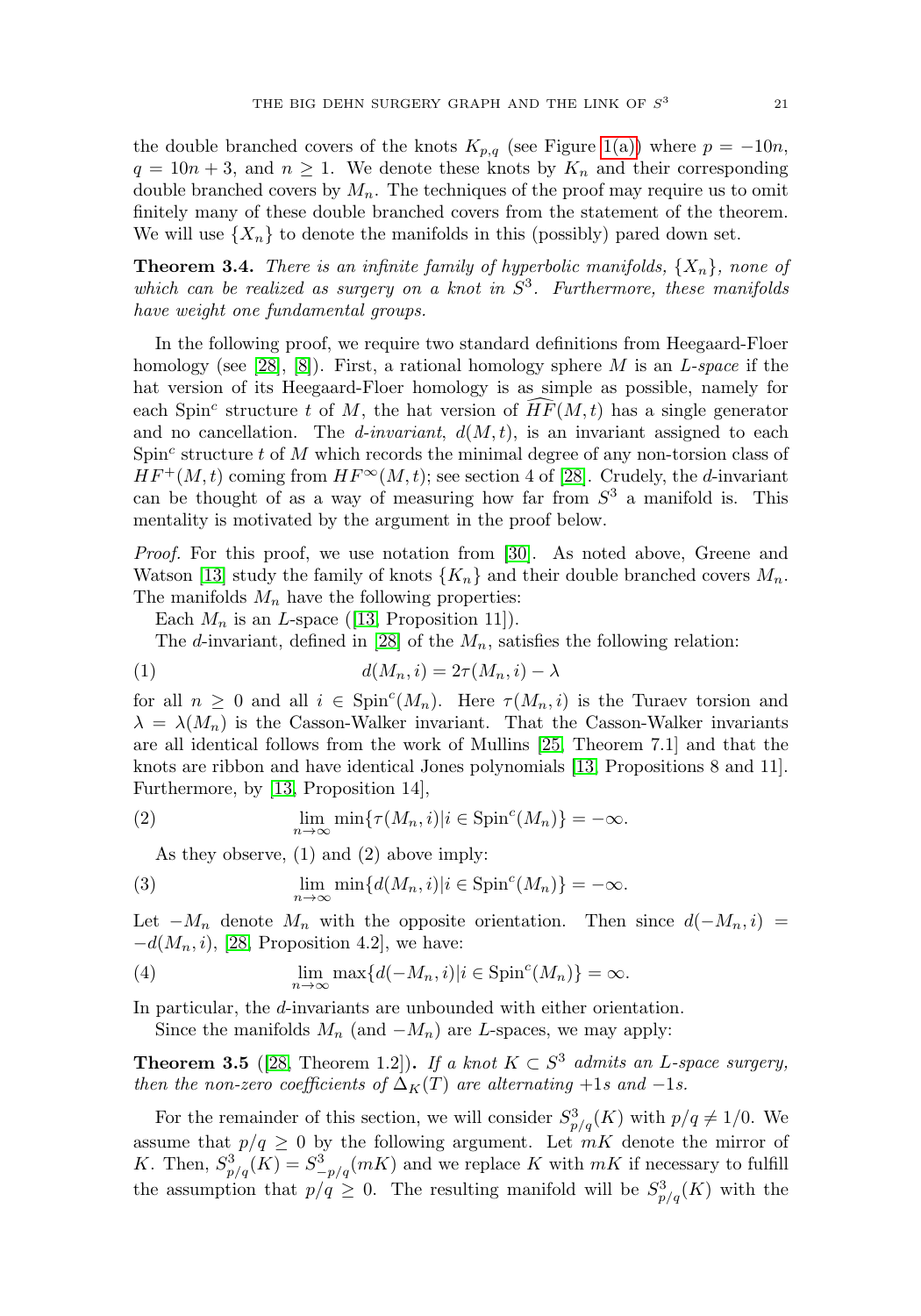the double branched covers of the knots $K_{p,q}$ (see Figure 1(a)) where $p = -10n$, $q = 10n + 3$, and $n \geq 1$. We denote these knots by $K_n$ and their corresponding double branched covers by $M_n$. The techniques of the proof may require us to omit finitely many of these double branched covers from the statement of the theorem. We will use $\{X_n\}$ to denote the manifolds in this (possibly) pared down set.

**Theorem 3.4.** *There is an infinite family of hyperbolic manifolds, $\{X_n\}$, none of which can be realized as surgery on a knot in $S^3$. Furthermore, these manifolds have weight one fundamental groups.*

In the following proof, we require two standard definitions from Heegaard-Floer homology (see [28], [8]). First, a rational homology sphere $M$ is an *L-space* if the hat version of its Heegaard-Floer homology is as simple as possible, namely for each Spin$^c$ structure $t$ of $M$, the hat version of $\widehat{HF}(M,t)$ has a single generator and no cancellation. The *d-invariant*, $d(M,t)$, is an invariant assigned to each Spin$^c$ structure $t$ of $M$ which records the minimal degree of any non-torsion class of $HF^+(M,t)$ coming from $HF^\infty(M,t)$; see section 4 of [28]. Crudely, the $d$-invariant can be thought of as a way of measuring how far from $S^3$ a manifold is. This mentality is motivated by the argument in the proof below.

*Proof.* For this proof, we use notation from [30]. As noted above, Greene and Watson [13] study the family of knots $\{K_n\}$ and their double branched covers $M_n$. The manifolds $M_n$ have the following properties:

Each $M_n$ is an $L$-space ([13, Proposition 11]).

The $d$-invariant, defined in [28] of the $M_n$, satisfies the following relation:

$$d(M_n, i) = 2\tau(M_n, i) - \lambda \tag{1}$$

for all $n \geq 0$ and all $i \in \text{Spin}^c(M_n)$. Here $\tau(M_n, i)$ is the Turaev torsion and $\lambda = \lambda(M_n)$ is the Casson-Walker invariant. That the Casson-Walker invariants are all identical follows from the work of Mullins [25, Theorem 7.1] and that the knots are ribbon and have identical Jones polynomials [13, Propositions 8 and 11]. Furthermore, by [13, Proposition 14],

$$\lim_{n\to\infty} \min\{\tau(M_n, i) | i \in \text{Spin}^c(M_n)\} = -\infty. \tag{2}$$

As they observe, (1) and (2) above imply:

$$\lim_{n\to\infty} \min\{d(M_n, i) | i \in \text{Spin}^c(M_n)\} = -\infty. \tag{3}$$

Let $-M_n$ denote $M_n$ with the opposite orientation. Then since $d(-M_n, i) = -d(M_n, i)$, [28, Proposition 4.2], we have:

$$\lim_{n\to\infty} \max\{d(-M_n, i) | i \in \text{Spin}^c(M_n)\} = \infty. \tag{4}$$

In particular, the $d$-invariants are unbounded with either orientation.

Since the manifolds $M_n$ (and $-M_n$) are $L$-spaces, we may apply:

**Theorem 3.5** ([28, Theorem 1.2])**.** *If a knot $K \subset S^3$ admits an L-space surgery, then the non-zero coefficients of $\Delta_K(T)$ are alternating $+1$s and $-1$s.*

For the remainder of this section, we will consider $S^3_{p/q}(K)$ with $p/q \neq 1/0$. We assume that $p/q \geq 0$ by the following argument. Let $mK$ denote the mirror of $K$. Then, $S^3_{p/q}(K) = S^3_{-p/q}(mK)$ and we replace $K$ with $mK$ if necessary to fulfill the assumption that $p/q \geq 0$. The resulting manifold will be $S^3_{p/q}(K)$ with the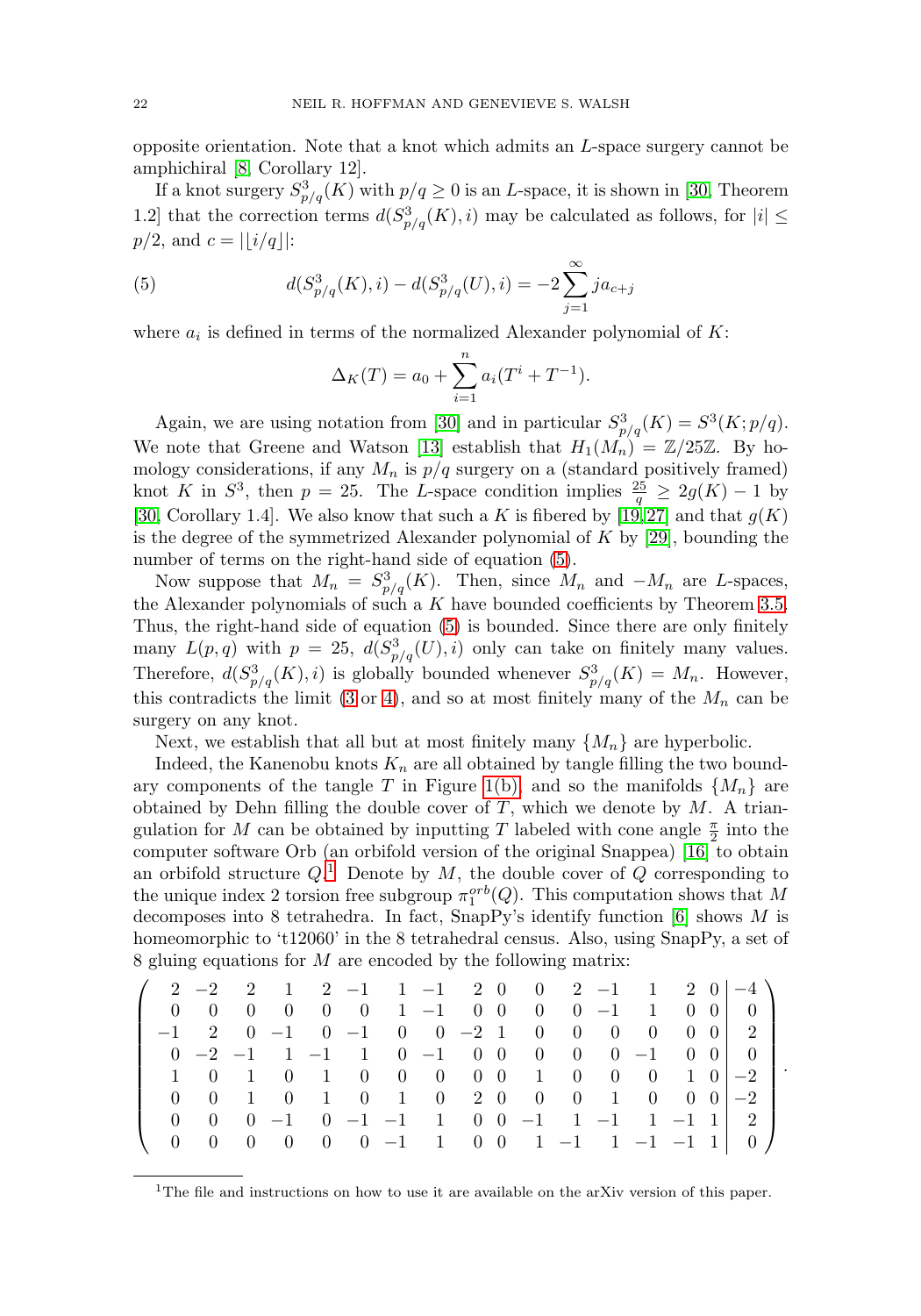opposite orientation. Note that a knot which admits an $L$-space surgery cannot be amphichiral [8, Corollary 12].

If a knot surgery $S^3_{p/q}(K)$ with $p/q \geq 0$ is an $L$-space, it is shown in [30, Theorem 1.2] that the correction terms $d(S^3_{p/q}(K), i)$ may be calculated as follows, for $|i| \leq p/2$, and $c = |\lfloor i/q \rfloor|$:

$$d(S^3_{p/q}(K), i) - d(S^3_{p/q}(U), i) = -2\sum_{j=1}^{\infty} j a_{c+j} \tag{5}$$

where $a_i$ is defined in terms of the normalized Alexander polynomial of $K$:

$$\Delta_K(T) = a_0 + \sum_{i=1}^{n} a_i(T^i + T^{-1}).$$

Again, we are using notation from [30] and in particular $S^3_{p/q}(K) = S^3(K; p/q)$. We note that Greene and Watson [13] establish that $H_1(M_n) = \mathbb{Z}/25\mathbb{Z}$. By homology considerations, if any $M_n$ is $p/q$ surgery on a (standard positively framed) knot $K$ in $S^3$, then $p = 25$. The $L$-space condition implies $\frac{25}{q} \geq 2g(K) - 1$ by [30, Corollary 1.4]. We also know that such a $K$ is fibered by [19, 27] and that $g(K)$ is the degree of the symmetrized Alexander polynomial of $K$ by [29], bounding the number of terms on the right-hand side of equation (5).

Now suppose that $M_n = S^3_{p/q}(K)$. Then, since $M_n$ and $-M_n$ are $L$-spaces, the Alexander polynomials of such a $K$ have bounded coefficients by Theorem 3.5. Thus, the right-hand side of equation (5) is bounded. Since there are only finitely many $L(p, q)$ with $p = 25$, $d(S^3_{p/q}(U), i)$ only can take on finitely many values. Therefore, $d(S^3_{p/q}(K), i)$ is globally bounded whenever $S^3_{p/q}(K) = M_n$. However, this contradicts the limit (3 or 4), and so at most finitely many of the $M_n$ can be surgery on any knot.

Next, we establish that all but at most finitely many $\{M_n\}$ are hyperbolic.

Indeed, the Kanenobu knots $K_n$ are all obtained by tangle filling the two boundary components of the tangle $T$ in Figure 1(b), and so the manifolds $\{M_n\}$ are obtained by Dehn filling the double cover of $T$, which we denote by $M$. A triangulation for $M$ can be obtained by inputting $T$ labeled with cone angle $\frac{\pi}{2}$ into the computer software Orb (an orbifold version of the original Snappea) [16] to obtain an orbifold structure $Q$.[1] Denote by $M$, the double cover of $Q$ corresponding to the unique index 2 torsion free subgroup $\pi_1^{orb}(Q)$. This computation shows that $M$ decomposes into 8 tetrahedra. In fact, SnapPy's identify function [6] shows $M$ is homeomorphic to 't12060' in the 8 tetrahedral census. Also, using SnapPy, a set of 8 gluing equations for $M$ are encoded by the following matrix:

$$\left(\begin{array}{cccccccccccccccc|c}
2 & -2 & 2 & 1 & 2 & -1 & 1 & -1 & 2 & 0 & 0 & 2 & -1 & 1 & 2 & 0 & -4 \\
0 & 0 & 0 & 0 & 0 & 0 & 1 & -1 & 0 & 0 & 0 & 0 & -1 & 1 & 0 & 0 & 0 \\
-1 & 2 & 0 & -1 & 0 & -1 & 0 & 0 & -2 & 1 & 0 & 0 & 0 & 0 & 0 & 0 & 2 \\
0 & -2 & -1 & 1 & -1 & 1 & 0 & -1 & 0 & 0 & 0 & 0 & 0 & -1 & 0 & 0 & 0 \\
1 & 0 & 1 & 0 & 1 & 0 & 0 & 0 & 0 & 0 & 1 & 0 & 0 & 0 & 1 & 0 & -2 \\
0 & 0 & 1 & 0 & 1 & 0 & 1 & 0 & 2 & 0 & 0 & 0 & 1 & 0 & 0 & 0 & -2 \\
0 & 0 & 0 & -1 & 0 & -1 & -1 & 1 & 0 & 0 & -1 & 1 & -1 & 1 & -1 & 1 & 2 \\
0 & 0 & 0 & 0 & 0 & 0 & -1 & 1 & 0 & 0 & 1 & -1 & 1 & -1 & -1 & 1 & 0
\end{array}\right).$$

[1] The file and instructions on how to use it are available on the arXiv version of this paper.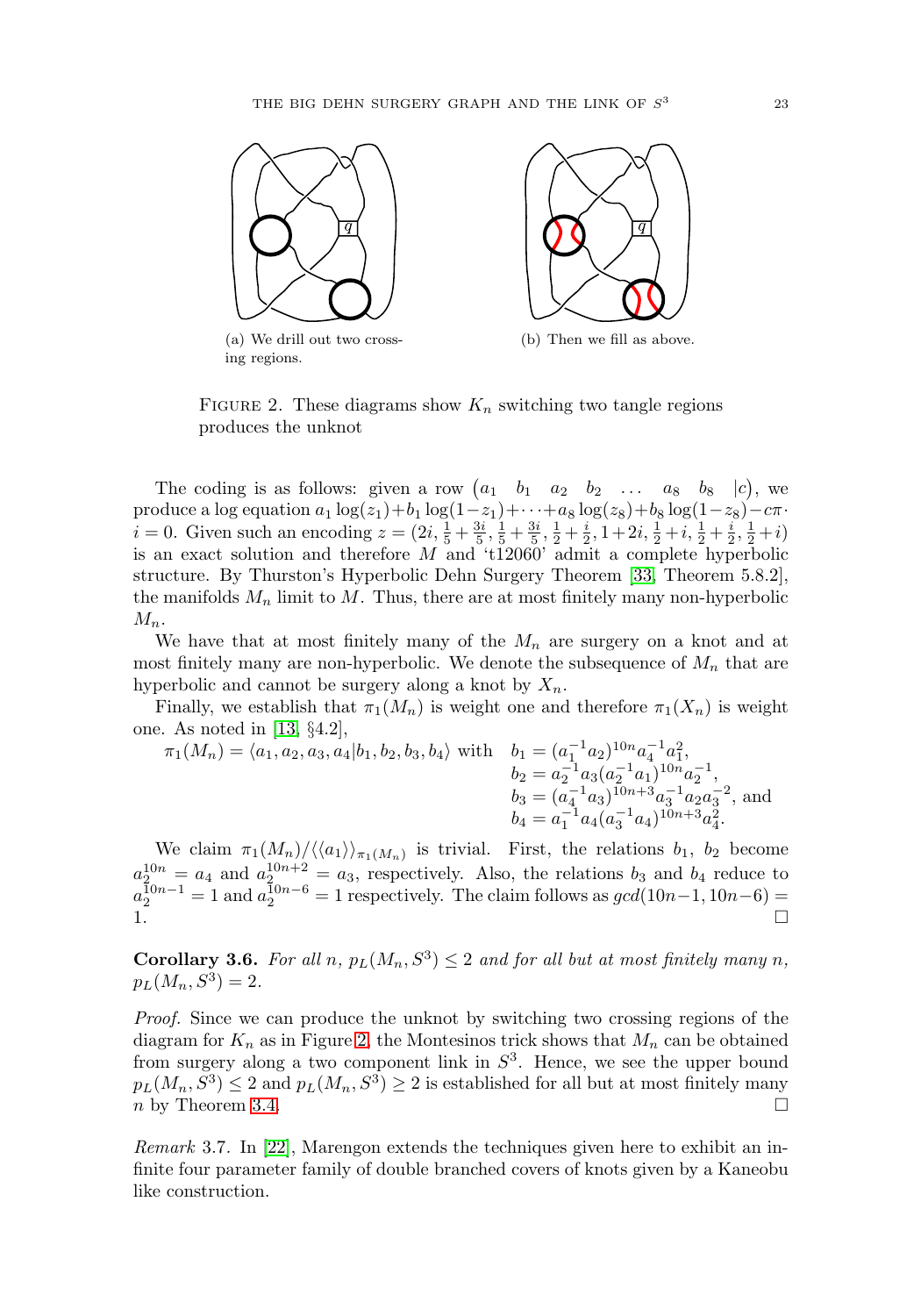(a) We drill out two crossing regions.

(b) Then we fill as above.

Figure 2. These diagrams show $K_n$ switching two tangle regions produces the unknot

The coding is as follows: given a row $\begin{pmatrix} a_1 & b_1 & a_2 & b_2 & \dots & a_8 & b_8 & |c \end{pmatrix}$, we produce a log equation $a_1 \log(z_1) + b_1 \log(1-z_1) + \cdots + a_8 \log(z_8) + b_8 \log(1-z_8) - c\pi \cdot i = 0$. Given such an encoding $z = (2i, \frac{1}{5} + \frac{3i}{5}, \frac{1}{5} + \frac{3i}{5}, \frac{1}{2} + \frac{i}{2}, 1+2i, \frac{1}{2} + i, \frac{1}{2} + \frac{i}{2}, \frac{1}{2} + i)$ is an exact solution and therefore $M$ and 't12060' admit a complete hyperbolic structure. By Thurston's Hyperbolic Dehn Surgery Theorem [33, Theorem 5.8.2], the manifolds $M_n$ limit to $M$. Thus, there are at most finitely many non-hyperbolic $M_n$.

We have that at most finitely many of the $M_n$ are surgery on a knot and at most finitely many are non-hyperbolic. We denote the subsequence of $M_n$ that are hyperbolic and cannot be surgery along a knot by $X_n$.

Finally, we establish that $\pi_1(M_n)$ is weight one and therefore $\pi_1(X_n)$ is weight one. As noted in [13, §4.2],

$$\pi_1(M_n) = \langle a_1, a_2, a_3, a_4 | b_1, b_2, b_3, b_4 \rangle \text{ with } \begin{aligned} b_1 &= (a_1^{-1}a_2)^{10n} a_4^{-1} a_1^2, \\ b_2 &= a_2^{-1} a_3 (a_2^{-1} a_1)^{10n} a_2^{-1}, \\ b_3 &= (a_4^{-1} a_3)^{10n+3} a_3^{-1} a_2 a_3^{-2}, \text{ and} \\ b_4 &= a_1^{-1} a_4 (a_3^{-1} a_4)^{10n+3} a_4^2. \end{aligned}$$

We claim $\pi_1(M_n)/\langle\langle a_1 \rangle\rangle_{\pi_1(M_n)}$ is trivial. First, the relations $b_1$, $b_2$ become $a_2^{10n} = a_4$ and $a_2^{10n+2} = a_3$, respectively. Also, the relations $b_3$ and $b_4$ reduce to $a_2^{10n-1} = 1$ and $a_2^{10n-6} = 1$ respectively. The claim follows as $gcd(10n-1, 10n-6) = 1$. $\square$

**Corollary 3.6.** *For all $n$, $p_L(M_n, S^3) \leq 2$ and for all but at most finitely many $n$, $p_L(M_n, S^3) = 2$.*

*Proof.* Since we can produce the unknot by switching two crossing regions of the diagram for $K_n$ as in Figure 2, the Montesinos trick shows that $M_n$ can be obtained from surgery along a two component link in $S^3$. Hence, we see the upper bound $p_L(M_n, S^3) \leq 2$ and $p_L(M_n, S^3) \geq 2$ is established for all but at most finitely many $n$ by Theorem 3.4. $\square$

*Remark* 3.7. In [22], Marengon extends the techniques given here to exhibit an infinite four parameter family of double branched covers of knots given by a Kaneobu like construction.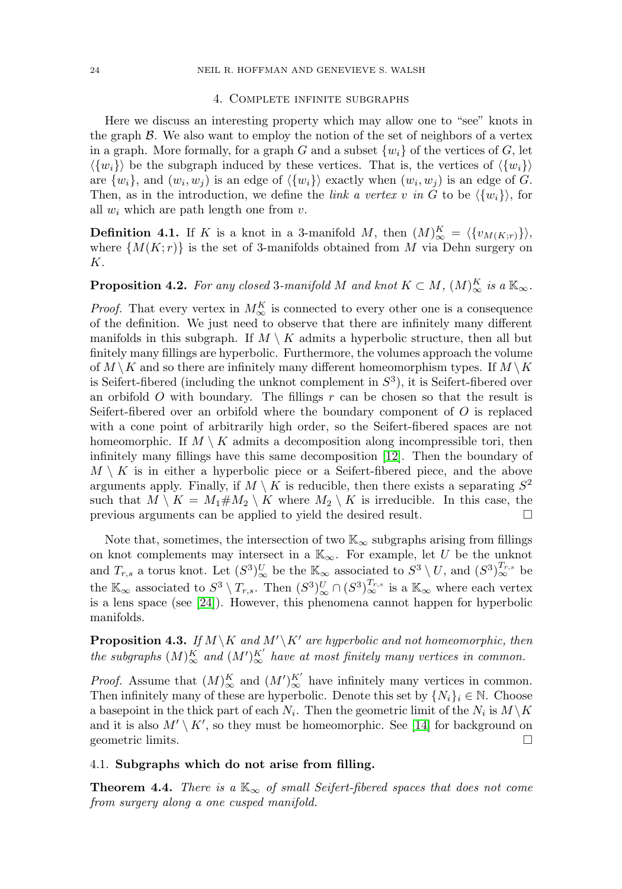## 4. Complete infinite subgraphs

Here we discuss an interesting property which may allow one to "see" knots in the graph $\mathcal{B}$. We also want to employ the notion of the set of neighbors of a vertex in a graph. More formally, for a graph $G$ and a subset $\{w_i\}$ of the vertices of $G$, let $\langle\{w_i\}\rangle$ be the subgraph induced by these vertices. That is, the vertices of $\langle\{w_i\}\rangle$ are $\{w_i\}$, and $(w_i, w_j)$ is an edge of $\langle\{w_i\}\rangle$ exactly when $(w_i, w_j)$ is an edge of $G$. Then, as in the introduction, we define the *link a vertex $v$ in $G$* to be $\langle\{w_i\}\rangle$, for all $w_i$ which are path length one from $v$.

**Definition 4.1.** If $K$ is a knot in a 3-manifold $M$, then $(M)^K_\infty = \langle\{v_{M(K;r)}\}\rangle$, where $\{M(K;r)\}$ is the set of 3-manifolds obtained from $M$ via Dehn surgery on $K$.

**Proposition 4.2.** *For any closed 3-manifold $M$ and knot $K \subset M$, $(M)^K_\infty$ is a $\mathbb{K}_\infty$.*

*Proof.* That every vertex in $M^K_\infty$ is connected to every other one is a consequence of the definition. We just need to observe that there are infinitely many different manifolds in this subgraph. If $M \setminus K$ admits a hyperbolic structure, then all but finitely many fillings are hyperbolic. Furthermore, the volumes approach the volume of $M \setminus K$ and so there are infinitely many different homeomorphism types. If $M \setminus K$ is Seifert-fibered (including the unknot complement in $S^3$), it is Seifert-fibered over an orbifold $O$ with boundary. The fillings $r$ can be chosen so that the result is Seifert-fibered over an orbifold where the boundary component of $O$ is replaced with a cone point of arbitrarily high order, so the Seifert-fibered spaces are not homeomorphic. If $M \setminus K$ admits a decomposition along incompressible tori, then infinitely many fillings have this same decomposition [12]. Then the boundary of $M \setminus K$ is in either a hyperbolic piece or a Seifert-fibered piece, and the above arguments apply. Finally, if $M \setminus K$ is reducible, then there exists a separating $S^2$ such that $M \setminus K = M_1 \# M_2 \setminus K$ where $M_2 \setminus K$ is irreducible. In this case, the previous arguments can be applied to yield the desired result. $\square$

Note that, sometimes, the intersection of two $\mathbb{K}_\infty$ subgraphs arising from fillings on knot complements may intersect in a $\mathbb{K}_\infty$. For example, let $U$ be the unknot and $T_{r,s}$ a torus knot. Let $(S^3)^U_\infty$ be the $\mathbb{K}_\infty$ associated to $S^3 \setminus U$, and $(S^3)^{T_{r,s}}_\infty$ be the $\mathbb{K}_\infty$ associated to $S^3 \setminus T_{r,s}$. Then $(S^3)^U_\infty \cap (S^3)^{T_{r,s}}_\infty$ is a $\mathbb{K}_\infty$ where each vertex is a lens space (see [24]). However, this phenomena cannot happen for hyperbolic manifolds.

**Proposition 4.3.** *If $M \setminus K$ and $M' \setminus K'$ are hyperbolic and not homeomorphic, then the subgraphs $(M)^K_\infty$ and $(M')^{K'}_\infty$ have at most finitely many vertices in common.*

*Proof.* Assume that $(M)^K_\infty$ and $(M')^{K'}_\infty$ have infinitely many vertices in common. Then infinitely many of these are hyperbolic. Denote this set by $\{N_i\}_i \in \mathbb{N}$. Choose a basepoint in the thick part of each $N_i$. Then the geometric limit of the $N_i$ is $M \setminus K$ and it is also $M' \setminus K'$, so they must be homeomorphic. See [14] for background on geometric limits. $\square$

### 4.1. Subgraphs which do not arise from filling.

**Theorem 4.4.** *There is a $\mathbb{K}_\infty$ of small Seifert-fibered spaces that does not come from surgery along a one cusped manifold.*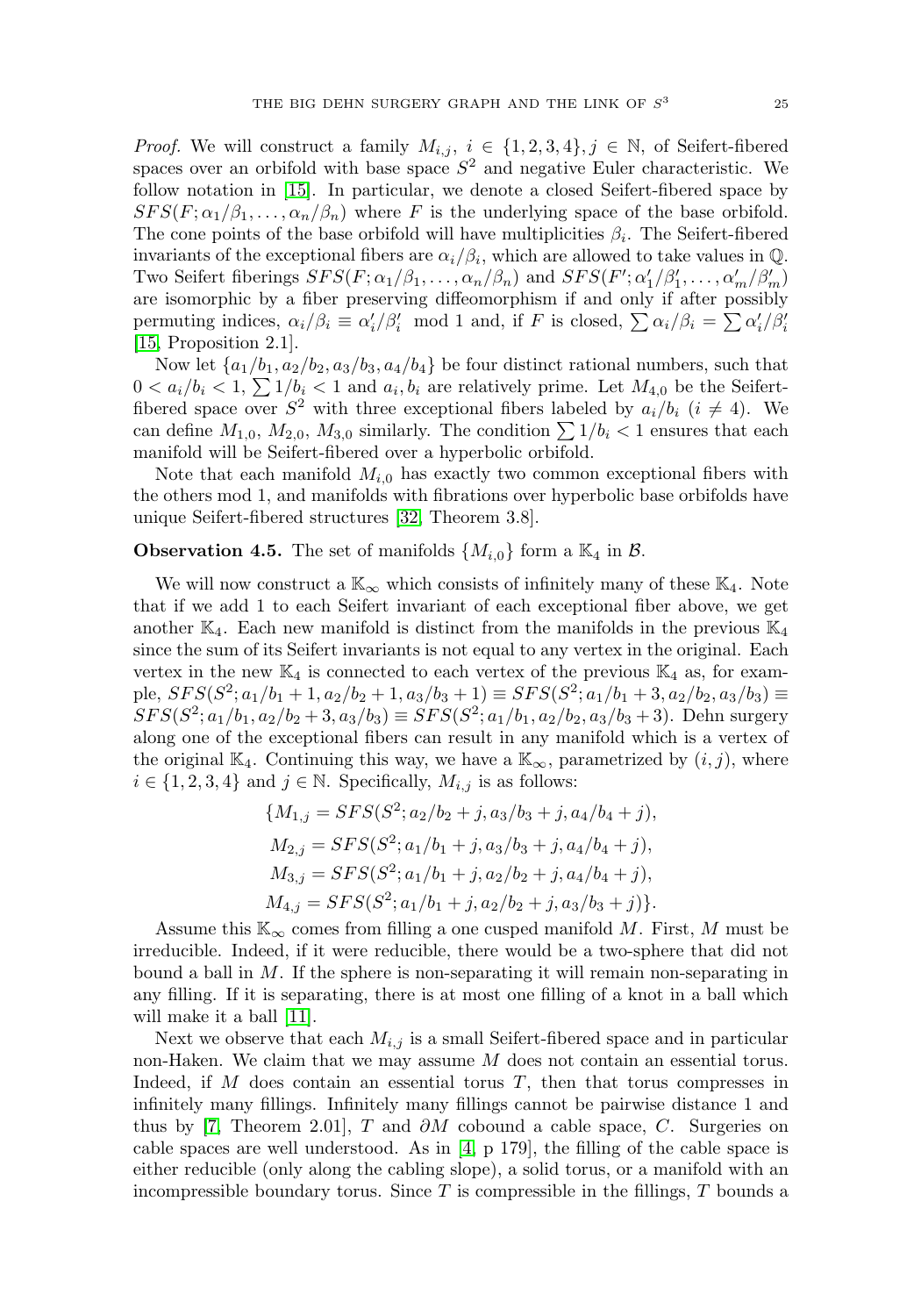*Proof.* We will construct a family $M_{i,j}$, $i \in \{1,2,3,4\}, j \in \mathbb{N}$, of Seifert-fibered spaces over an orbifold with base space $S^2$ and negative Euler characteristic. We follow notation in [15]. In particular, we denote a closed Seifert-fibered space by $SFS(F; \alpha_1/\beta_1, \dots, \alpha_n/\beta_n)$ where $F$ is the underlying space of the base orbifold. The cone points of the base orbifold will have multiplicities $\beta_i$. The Seifert-fibered invariants of the exceptional fibers are $\alpha_i/\beta_i$, which are allowed to take values in $\mathbb{Q}$. Two Seifert fiberings $SFS(F; \alpha_1/\beta_1, \dots, \alpha_n/\beta_n)$ and $SFS(F'; \alpha'_1/\beta'_1, \dots, \alpha'_m/\beta'_m)$ are isomorphic by a fiber preserving diffeomorphism if and only if after possibly permuting indices, $\alpha_i/\beta_i \equiv \alpha'_i/\beta'_i \mod 1$ and, if $F$ is closed, $\sum \alpha_i/\beta_i = \sum \alpha'_i/\beta'_i$ [15, Proposition 2.1].

Now let $\{a_1/b_1, a_2/b_2, a_3/b_3, a_4/b_4\}$ be four distinct rational numbers, such that $0 < a_i/b_i < 1$, $\sum 1/b_i < 1$ and $a_i, b_i$ are relatively prime. Let $M_{4,0}$ be the Seifert-fibered space over $S^2$ with three exceptional fibers labeled by $a_i/b_i$ ($i \neq 4$). We can define $M_{1,0}$, $M_{2,0}$, $M_{3,0}$ similarly. The condition $\sum 1/b_i < 1$ ensures that each manifold will be Seifert-fibered over a hyperbolic orbifold.

Note that each manifold $M_{i,0}$ has exactly two common exceptional fibers with the others mod 1, and manifolds with fibrations over hyperbolic base orbifolds have unique Seifert-fibered structures [32, Theorem 3.8].

**Observation 4.5.** The set of manifolds $\{M_{i,0}\}$ form a $\mathbb{K}_4$ in $\mathcal{B}$.

We will now construct a $\mathbb{K}_\infty$ which consists of infinitely many of these $\mathbb{K}_4$. Note that if we add 1 to each Seifert invariant of each exceptional fiber above, we get another $\mathbb{K}_4$. Each new manifold is distinct from the manifolds in the previous $\mathbb{K}_4$ since the sum of its Seifert invariants is not equal to any vertex in the original. Each vertex in the new $\mathbb{K}_4$ is connected to each vertex of the previous $\mathbb{K}_4$ as, for example, $SFS(S^2; a_1/b_1+1, a_2/b_2+1, a_3/b_3+1) \equiv SFS(S^2; a_1/b_1+3, a_2/b_2, a_3/b_3) \equiv SFS(S^2; a_1/b_1, a_2/b_2+3, a_3/b_3) \equiv SFS(S^2; a_1/b_1, a_2/b_2, a_3/b_3+3)$. Dehn surgery along one of the exceptional fibers can result in any manifold which is a vertex of the original $\mathbb{K}_4$. Continuing this way, we have a $\mathbb{K}_\infty$, parametrized by $(i,j)$, where $i \in \{1,2,3,4\}$ and $j \in \mathbb{N}$. Specifically, $M_{i,j}$ is as follows:

$$\begin{aligned}
\{M_{1,j} &= SFS(S^2; a_2/b_2 + j, a_3/b_3 + j, a_4/b_4 + j),\\
M_{2,j} &= SFS(S^2; a_1/b_1 + j, a_3/b_3 + j, a_4/b_4 + j),\\
M_{3,j} &= SFS(S^2; a_1/b_1 + j, a_2/b_2 + j, a_4/b_4 + j),\\
M_{4,j} &= SFS(S^2; a_1/b_1 + j, a_2/b_2 + j, a_3/b_3 + j)\}.
\end{aligned}$$

Assume this $\mathbb{K}_\infty$ comes from filling a one cusped manifold $M$. First, $M$ must be irreducible. Indeed, if it were reducible, there would be a two-sphere that did not bound a ball in $M$. If the sphere is non-separating it will remain non-separating in any filling. If it is separating, there is at most one filling of a knot in a ball which will make it a ball [11].

Next we observe that each $M_{i,j}$ is a small Seifert-fibered space and in particular non-Haken. We claim that we may assume $M$ does not contain an essential torus. Indeed, if $M$ does contain an essential torus $T$, then that torus compresses in infinitely many fillings. Infinitely many fillings cannot be pairwise distance 1 and thus by [7, Theorem 2.01], $T$ and $\partial M$ cobound a cable space, $C$. Surgeries on cable spaces are well understood. As in [4, p 179], the filling of the cable space is either reducible (only along the cabling slope), a solid torus, or a manifold with an incompressible boundary torus. Since $T$ is compressible in the fillings, $T$ bounds a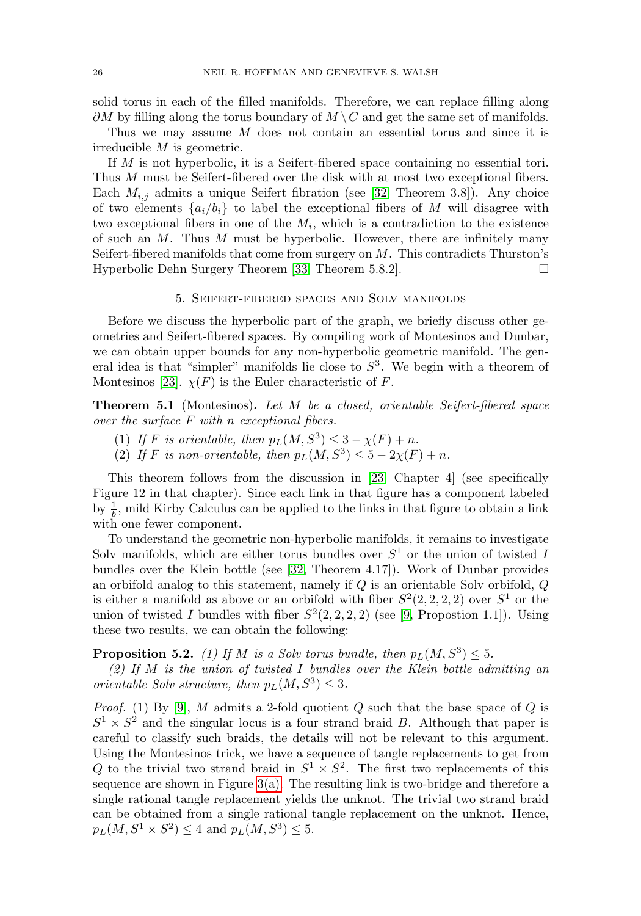solid torus in each of the filled manifolds. Therefore, we can replace filling along $\partial M$ by filling along the torus boundary of $M \setminus C$ and get the same set of manifolds.

Thus we may assume $M$ does not contain an essential torus and since it is irreducible $M$ is geometric.

If $M$ is not hyperbolic, it is a Seifert-fibered space containing no essential tori. Thus $M$ must be Seifert-fibered over the disk with at most two exceptional fibers. Each $M_{i,j}$ admits a unique Seifert fibration (see [32, Theorem 3.8]). Any choice of two elements $\{a_i/b_i\}$ to label the exceptional fibers of $M$ will disagree with two exceptional fibers in one of the $M_i$, which is a contradiction to the existence of such an $M$. Thus $M$ must be hyperbolic. However, there are infinitely many Seifert-fibered manifolds that come from surgery on $M$. This contradicts Thurston's Hyperbolic Dehn Surgery Theorem [33, Theorem 5.8.2]. □

## 5. Seifert-fibered spaces and Solv manifolds

Before we discuss the hyperbolic part of the graph, we briefly discuss other geometries and Seifert-fibered spaces. By compiling work of Montesinos and Dunbar, we can obtain upper bounds for any non-hyperbolic geometric manifold. The general idea is that "simpler" manifolds lie close to $S^3$. We begin with a theorem of Montesinos [23]. $\chi(F)$ is the Euler characteristic of $F$.

**Theorem 5.1** (Montesinos). *Let $M$ be a closed, orientable Seifert-fibered space over the surface $F$ with $n$ exceptional fibers.*

1. *If $F$ is orientable, then $p_L(M, S^3) \leq 3 - \chi(F) + n$.*
2. *If $F$ is non-orientable, then $p_L(M, S^3) \leq 5 - 2\chi(F) + n$.*

This theorem follows from the discussion in [23, Chapter 4] (see specifically Figure 12 in that chapter). Since each link in that figure has a component labeled by $\frac{1}{b}$, mild Kirby Calculus can be applied to the links in that figure to obtain a link with one fewer component.

To understand the geometric non-hyperbolic manifolds, it remains to investigate Solv manifolds, which are either torus bundles over $S^1$ or the union of twisted $I$ bundles over the Klein bottle (see [32, Theorem 4.17]). Work of Dunbar provides an orbifold analog to this statement, namely if $Q$ is an orientable Solv orbifold, $Q$ is either a manifold as above or an orbifold with fiber $S^2(2, 2, 2, 2)$ over $S^1$ or the union of twisted $I$ bundles with fiber $S^2(2, 2, 2, 2)$ (see [9, Propostion 1.1]). Using these two results, we can obtain the following:

**Proposition 5.2.** *(1) If $M$ is a Solv torus bundle, then $p_L(M, S^3) \leq 5$.*

*(2) If $M$ is the union of twisted $I$ bundles over the Klein bottle admitting an orientable Solv structure, then $p_L(M, S^3) \leq 3$.*

*Proof.* (1) By [9], $M$ admits a 2-fold quotient $Q$ such that the base space of $Q$ is $S^1 \times S^2$ and the singular locus is a four strand braid $B$. Although that paper is careful to classify such braids, the details will not be relevant to this argument. Using the Montesinos trick, we have a sequence of tangle replacements to get from $Q$ to the trivial two strand braid in $S^1 \times S^2$. The first two replacements of this sequence are shown in Figure 3(a). The resulting link is two-bridge and therefore a single rational tangle replacement yields the unknot. The trivial two strand braid can be obtained from a single rational tangle replacement on the unknot. Hence, $p_L(M, S^1 \times S^2) \leq 4$ and $p_L(M, S^3) \leq 5$.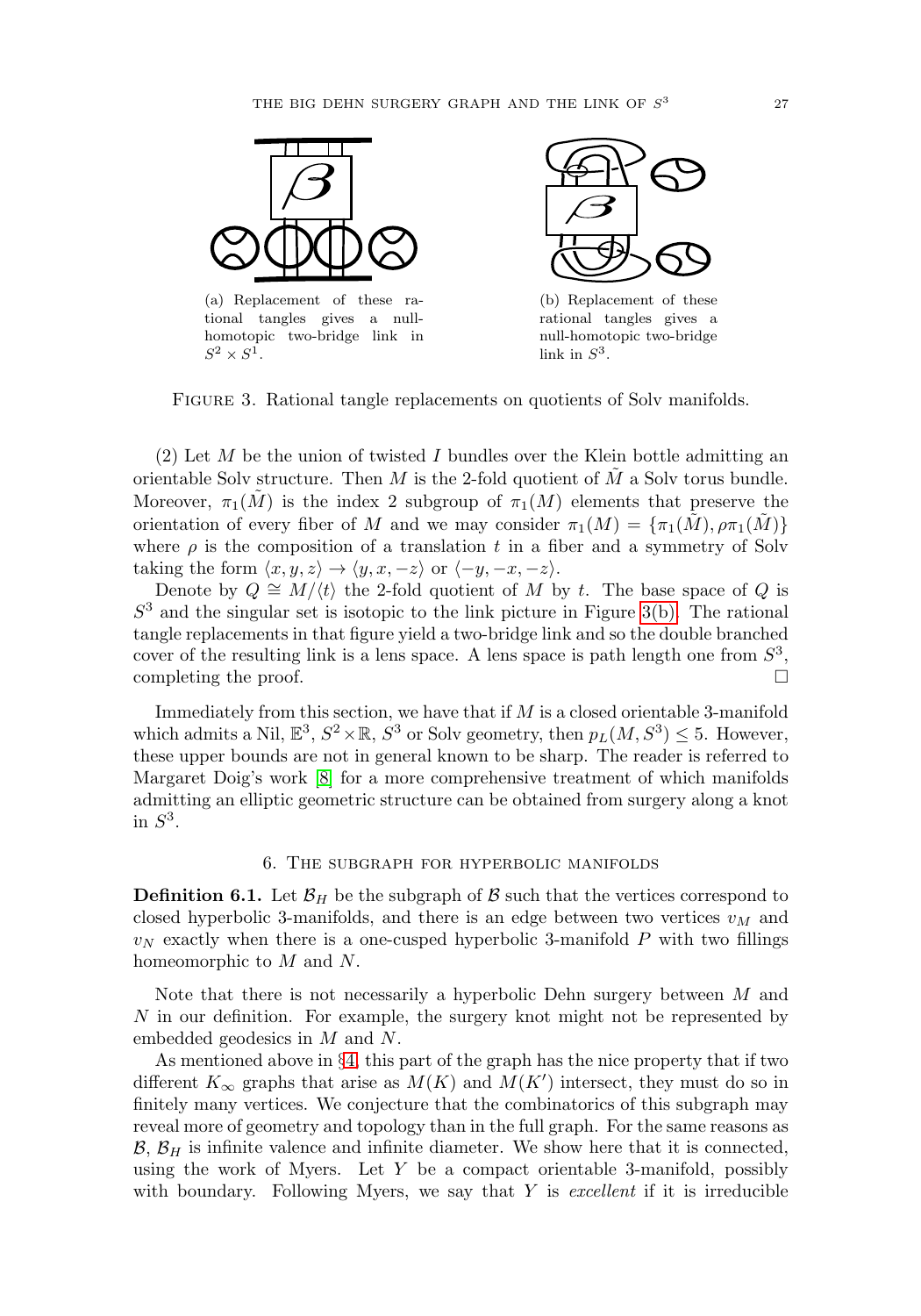(a) Replacement of these rational tangles gives a null-homotopic two-bridge link in $S^2 \times S^1$.

(b) Replacement of these rational tangles gives a null-homotopic two-bridge link in $S^3$.

Figure 3. Rational tangle replacements on quotients of Solv manifolds.

(2) Let $M$ be the union of twisted $I$ bundles over the Klein bottle admitting an orientable Solv structure. Then $M$ is the 2-fold quotient of $\tilde{M}$ a Solv torus bundle. Moreover, $\pi_1(\tilde{M})$ is the index 2 subgroup of $\pi_1(M)$ elements that preserve the orientation of every fiber of $M$ and we may consider $\pi_1(M) = \{\pi_1(\tilde{M}), \rho\pi_1(\tilde{M})\}$ where $\rho$ is the composition of a translation $t$ in a fiber and a symmetry of Solv taking the form $\langle x, y, z\rangle \to \langle y, x, -z\rangle$ or $\langle -y, -x, -z\rangle$.

Denote by $Q \cong M/\langle t\rangle$ the 2-fold quotient of $M$ by $t$. The base space of $Q$ is $S^3$ and the singular set is isotopic to the link picture in Figure 3(b). The rational tangle replacements in that figure yield a two-bridge link and so the double branched cover of the resulting link is a lens space. A lens space is path length one from $S^3$, completing the proof. □

Immediately from this section, we have that if $M$ is a closed orientable 3-manifold which admits a Nil, $\mathbb{E}^3$, $S^2 \times \mathbb{R}$, $S^3$ or Solv geometry, then $p_L(M, S^3) \leq 5$. However, these upper bounds are not in general known to be sharp. The reader is referred to Margaret Doig's work [8] for a more comprehensive treatment of which manifolds admitting an elliptic geometric structure can be obtained from surgery along a knot in $S^3$.

## 6. The subgraph for hyperbolic manifolds

**Definition 6.1.** Let $\mathcal{B}_H$ be the subgraph of $\mathcal{B}$ such that the vertices correspond to closed hyperbolic 3-manifolds, and there is an edge between two vertices $v_M$ and $v_N$ exactly when there is a one-cusped hyperbolic 3-manifold $P$ with two fillings homeomorphic to $M$ and $N$.

Note that there is not necessarily a hyperbolic Dehn surgery between $M$ and $N$ in our definition. For example, the surgery knot might not be represented by embedded geodesics in $M$ and $N$.

As mentioned above in §4, this part of the graph has the nice property that if two different $K_\infty$ graphs that arise as $M(K)$ and $M(K')$ intersect, they must do so in finitely many vertices. We conjecture that the combinatorics of this subgraph may reveal more of geometry and topology than in the full graph. For the same reasons as $\mathcal{B}$, $\mathcal{B}_H$ is infinite valence and infinite diameter. We show here that it is connected, using the work of Myers. Let $Y$ be a compact orientable 3-manifold, possibly with boundary. Following Myers, we say that $Y$ is *excellent* if it is irreducible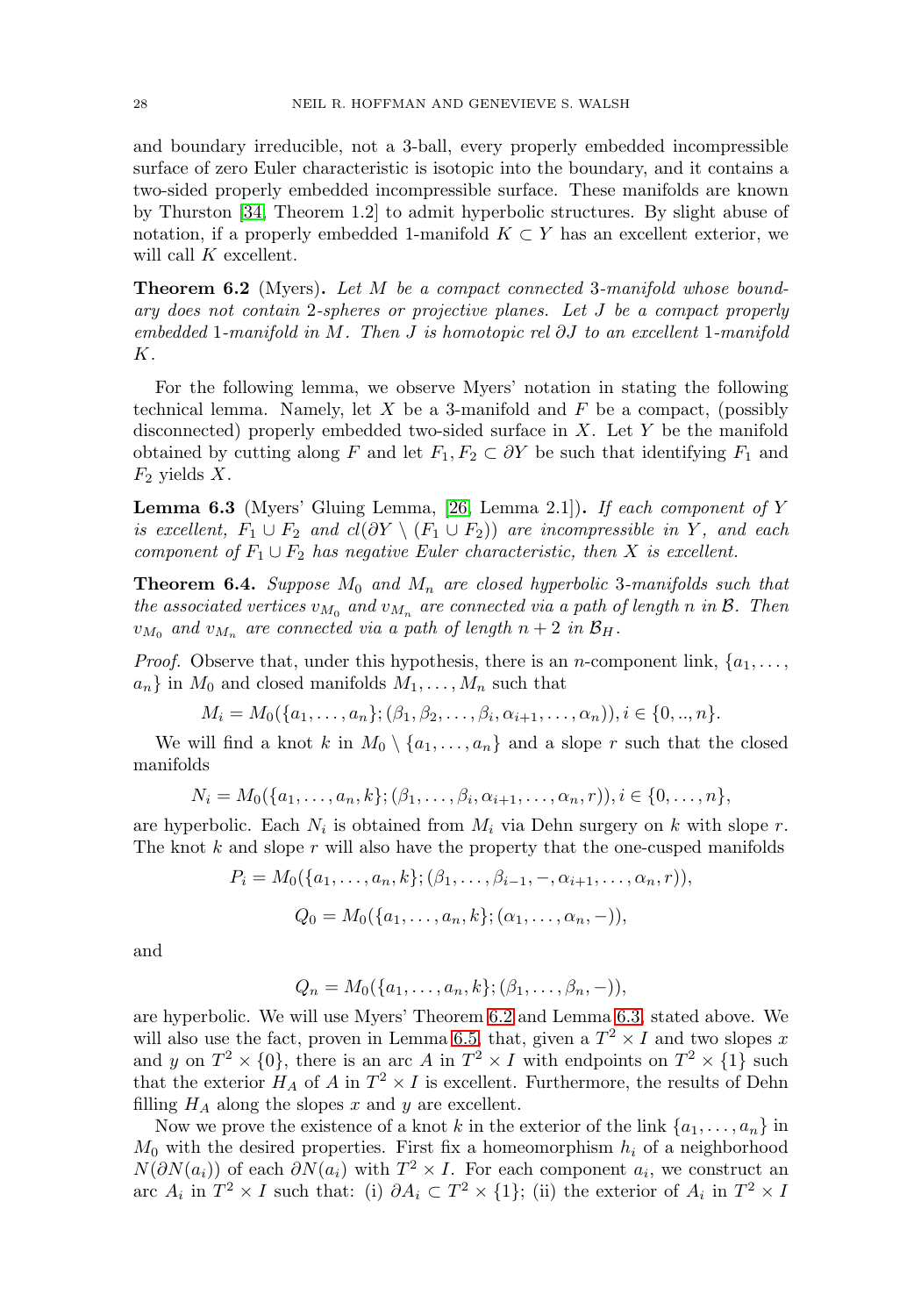and boundary irreducible, not a 3-ball, every properly embedded incompressible surface of zero Euler characteristic is isotopic into the boundary, and it contains a two-sided properly embedded incompressible surface. These manifolds are known by Thurston [34, Theorem 1.2] to admit hyperbolic structures. By slight abuse of notation, if a properly embedded 1-manifold $K \subset Y$ has an excellent exterior, we will call $K$ excellent.

**Theorem 6.2** (Myers)**.** *Let $M$ be a compact connected 3-manifold whose boundary does not contain 2-spheres or projective planes. Let $J$ be a compact properly embedded 1-manifold in $M$. Then $J$ is homotopic rel $\partial J$ to an excellent 1-manifold $K$.*

For the following lemma, we observe Myers' notation in stating the following technical lemma. Namely, let $X$ be a 3-manifold and $F$ be a compact, (possibly disconnected) properly embedded two-sided surface in $X$. Let $Y$ be the manifold obtained by cutting along $F$ and let $F_1, F_2 \subset \partial Y$ be such that identifying $F_1$ and $F_2$ yields $X$.

**Lemma 6.3** (Myers' Gluing Lemma, [26, Lemma 2.1])**.** *If each component of $Y$ is excellent, $F_1 \cup F_2$ and $cl(\partial Y \setminus (F_1 \cup F_2))$ are incompressible in $Y$, and each component of $F_1 \cup F_2$ has negative Euler characteristic, then $X$ is excellent.*

**Theorem 6.4.** *Suppose $M_0$ and $M_n$ are closed hyperbolic 3-manifolds such that the associated vertices $v_{M_0}$ and $v_{M_n}$ are connected via a path of length $n$ in $\mathcal{B}$. Then $v_{M_0}$ and $v_{M_n}$ are connected via a path of length $n+2$ in $\mathcal{B}_H$.*

*Proof.* Observe that, under this hypothesis, there is an $n$-component link, $\{a_1, \ldots, a_n\}$ in $M_0$ and closed manifolds $M_1, \ldots, M_n$ such that

$$M_i = M_0(\{a_1, \ldots, a_n\}; (\beta_1, \beta_2, \ldots, \beta_i, \alpha_{i+1}, \ldots, \alpha_n)), i \in \{0, .., n\}.$$

We will find a knot $k$ in $M_0 \setminus \{a_1, \ldots, a_n\}$ and a slope $r$ such that the closed manifolds

$$N_i = M_0(\{a_1, \ldots, a_n, k\}; (\beta_1, \ldots, \beta_i, \alpha_{i+1}, \ldots, \alpha_n, r)), i \in \{0, \ldots, n\},$$

are hyperbolic. Each $N_i$ is obtained from $M_i$ via Dehn surgery on $k$ with slope $r$. The knot $k$ and slope $r$ will also have the property that the one-cusped manifolds

$$P_i = M_0(\{a_1, \ldots, a_n, k\}; (\beta_1, \ldots, \beta_{i-1}, -, \alpha_{i+1}, \ldots, \alpha_n, r)),$$

$$Q_0 = M_0(\{a_1, \ldots, a_n, k\}; (\alpha_1, \ldots, \alpha_n, -)),$$

and

$$Q_n = M_0(\{a_1, \ldots, a_n, k\}; (\beta_1, \ldots, \beta_n, -)),$$

are hyperbolic. We will use Myers' Theorem 6.2 and Lemma 6.3, stated above. We will also use the fact, proven in Lemma 6.5, that, given a $T^2 \times I$ and two slopes $x$ and $y$ on $T^2 \times \{0\}$, there is an arc $A$ in $T^2 \times I$ with endpoints on $T^2 \times \{1\}$ such that the exterior $H_A$ of $A$ in $T^2 \times I$ is excellent. Furthermore, the results of Dehn filling $H_A$ along the slopes $x$ and $y$ are excellent.

Now we prove the existence of a knot $k$ in the exterior of the link $\{a_1, \ldots, a_n\}$ in $M_0$ with the desired properties. First fix a homeomorphism $h_i$ of a neighborhood $N(\partial N(a_i))$ of each $\partial N(a_i)$ with $T^2 \times I$. For each component $a_i$, we construct an arc $A_i$ in $T^2 \times I$ such that: (i) $\partial A_i \subset T^2 \times \{1\}$; (ii) the exterior of $A_i$ in $T^2 \times I$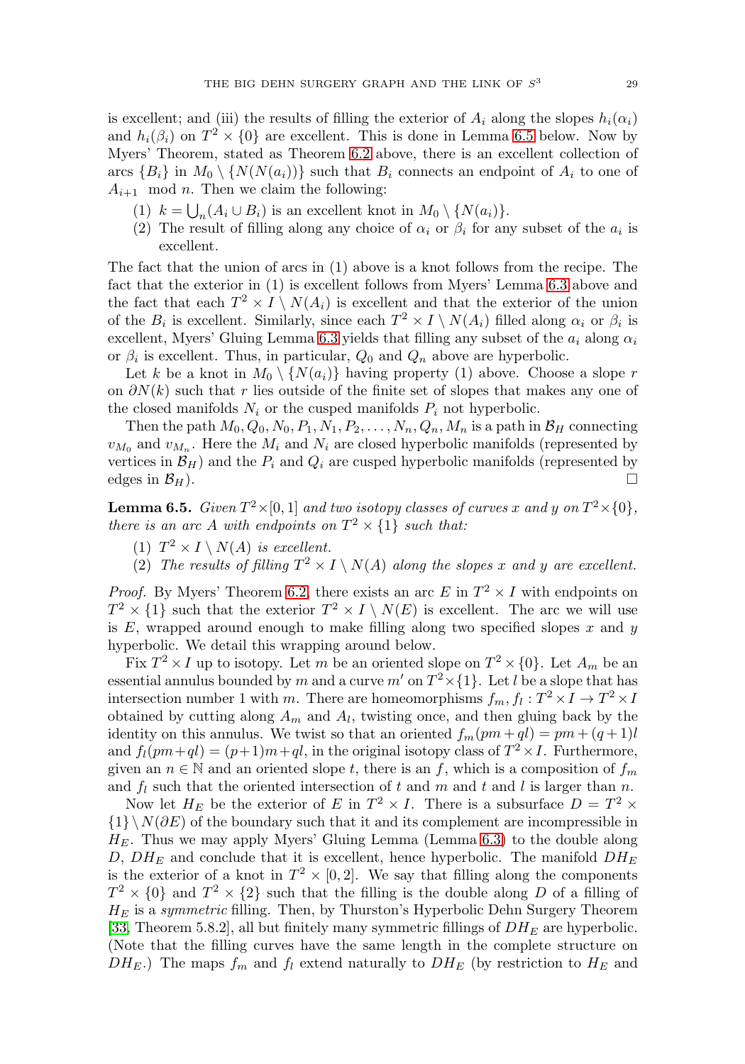is excellent; and (iii) the results of filling the exterior of $A_i$ along the slopes $h_i(\alpha_i)$ and $h_i(\beta_i)$ on $T^2 \times \{0\}$ are excellent. This is done in Lemma 6.5 below. Now by Myers' Theorem, stated as Theorem 6.2 above, there is an excellent collection of arcs $\{B_i\}$ in $M_0 \setminus \{N(N(a_i))\}$ such that $B_i$ connects an endpoint of $A_i$ to one of $A_{i+1} \mod n$. Then we claim the following:

1. $k = \bigcup_n (A_i \cup B_i)$ is an excellent knot in $M_0 \setminus \{N(a_i)\}$.
2. The result of filling along any choice of $\alpha_i$ or $\beta_i$ for any subset of the $a_i$ is excellent.

The fact that the union of arcs in (1) above is a knot follows from the recipe. The fact that the exterior in (1) is excellent follows from Myers' Lemma 6.3 above and the fact that each $T^2 \times I \setminus N(A_i)$ is excellent and that the exterior of the union of the $B_i$ is excellent. Similarly, since each $T^2 \times I \setminus N(A_i)$ filled along $\alpha_i$ or $\beta_i$ is excellent, Myers' Gluing Lemma 6.3 yields that filling any subset of the $a_i$ along $\alpha_i$ or $\beta_i$ is excellent. Thus, in particular, $Q_0$ and $Q_n$ above are hyperbolic.

Let $k$ be a knot in $M_0 \setminus \{N(a_i)\}$ having property (1) above. Choose a slope $r$ on $\partial N(k)$ such that $r$ lies outside of the finite set of slopes that makes any one of the closed manifolds $N_i$ or the cusped manifolds $P_i$ not hyperbolic.

Then the path $M_0, Q_0, N_0, P_1, N_1, P_2, \ldots, N_n, Q_n, M_n$ is a path in $\mathcal{B}_H$ connecting $v_{M_0}$ and $v_{M_n}$. Here the $M_i$ and $N_i$ are closed hyperbolic manifolds (represented by vertices in $\mathcal{B}_H$) and the $P_i$ and $Q_i$ are cusped hyperbolic manifolds (represented by edges in $\mathcal{B}_H$). $\square$

**Lemma 6.5.** *Given $T^2 \times [0,1]$ and two isotopy classes of curves $x$ and $y$ on $T^2 \times \{0\}$, there is an arc $A$ with endpoints on $T^2 \times \{1\}$ such that:*

1. *$T^2 \times I \setminus N(A)$ is excellent.*
2. *The results of filling $T^2 \times I \setminus N(A)$ along the slopes $x$ and $y$ are excellent.*

*Proof.* By Myers' Theorem 6.2, there exists an arc $E$ in $T^2 \times I$ with endpoints on $T^2 \times \{1\}$ such that the exterior $T^2 \times I \setminus N(E)$ is excellent. The arc we will use is $E$, wrapped around enough to make filling along two specified slopes $x$ and $y$ hyperbolic. We detail this wrapping around below.

Fix $T^2 \times I$ up to isotopy. Let $m$ be an oriented slope on $T^2 \times \{0\}$. Let $A_m$ be an essential annulus bounded by $m$ and a curve $m'$ on $T^2 \times \{1\}$. Let $l$ be a slope that has intersection number 1 with $m$. There are homeomorphisms $f_m, f_l : T^2 \times I \to T^2 \times I$ obtained by cutting along $A_m$ and $A_l$, twisting once, and then gluing back by the identity on this annulus. We twist so that an oriented $f_m(pm + ql) = pm + (q+1)l$ and $f_l(pm+ql) = (p+1)m + ql$, in the original isotopy class of $T^2 \times I$. Furthermore, given an $n \in \mathbb{N}$ and an oriented slope $t$, there is an $f$, which is a composition of $f_m$ and $f_l$ such that the oriented intersection of $t$ and $m$ and $t$ and $l$ is larger than $n$.

Now let $H_E$ be the exterior of $E$ in $T^2 \times I$. There is a subsurface $D = T^2 \times \{1\} \setminus N(\partial E)$ of the boundary such that it and its complement are incompressible in $H_E$. Thus we may apply Myers' Gluing Lemma (Lemma 6.3) to the double along $D$, $DH_E$ and conclude that it is excellent, hence hyperbolic. The manifold $DH_E$ is the exterior of a knot in $T^2 \times [0, 2]$. We say that filling along the components $T^2 \times \{0\}$ and $T^2 \times \{2\}$ such that the filling is the double along $D$ of a filling of $H_E$ is a *symmetric* filling. Then, by Thurston's Hyperbolic Dehn Surgery Theorem [33, Theorem 5.8.2], all but finitely many symmetric fillings of $DH_E$ are hyperbolic. (Note that the filling curves have the same length in the complete structure on $DH_E$.) The maps $f_m$ and $f_l$ extend naturally to $DH_E$ (by restriction to $H_E$ and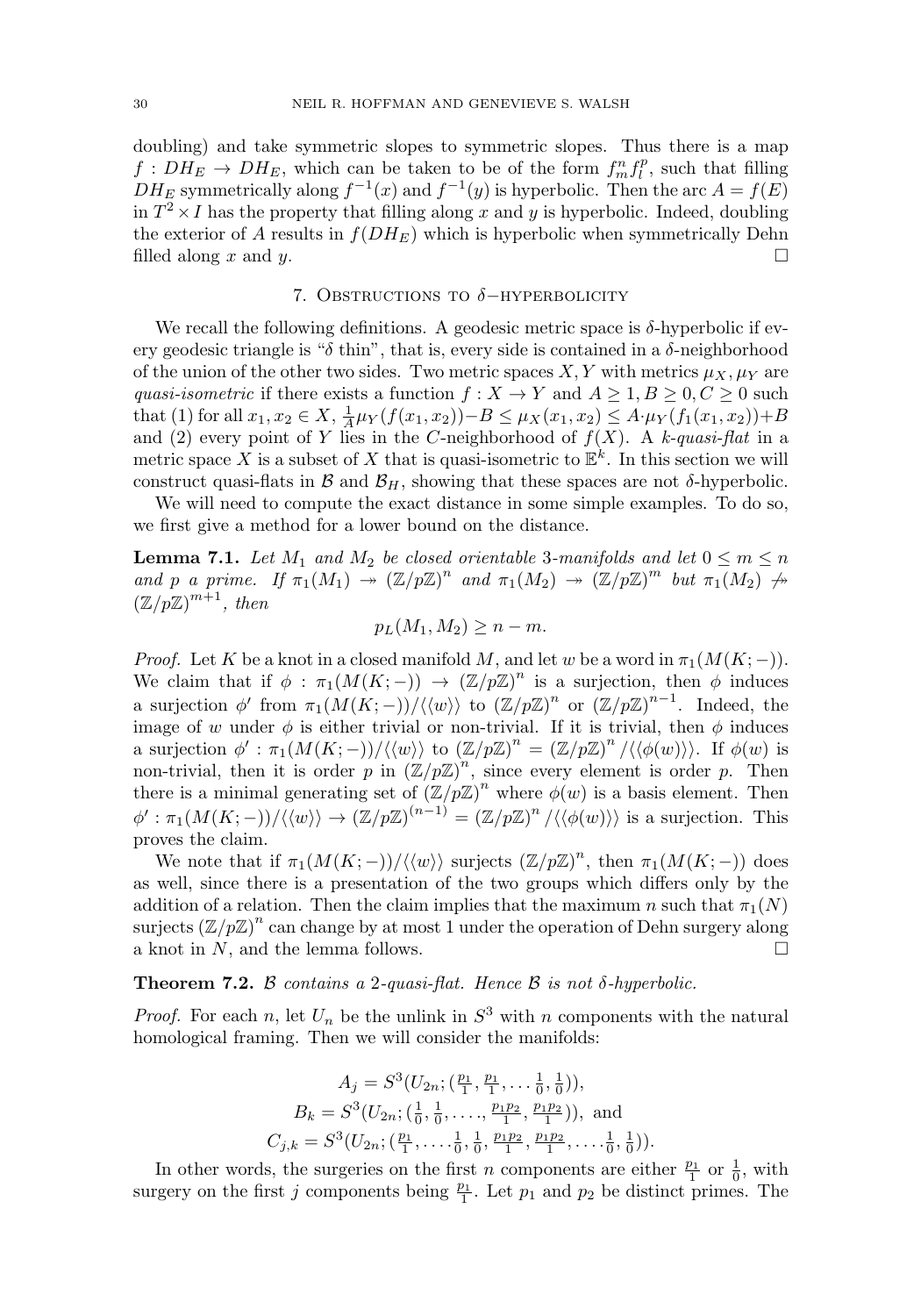doubling) and take symmetric slopes to symmetric slopes. Thus there is a map $f : DH_E \to DH_E$, which can be taken to be of the form $f_m^n f_l^p$, such that filling $DH_E$ symmetrically along $f^{-1}(x)$ and $f^{-1}(y)$ is hyperbolic. Then the arc $A = f(E)$ in $T^2 \times I$ has the property that filling along $x$ and $y$ is hyperbolic. Indeed, doubling the exterior of $A$ results in $f(DH_E)$ which is hyperbolic when symmetrically Dehn filled along $x$ and $y$. $\square$

## 7. Obstructions to $\delta$−hyperbolicity

We recall the following definitions. A geodesic metric space is $\delta$-hyperbolic if every geodesic triangle is "$\delta$ thin", that is, every side is contained in a $\delta$-neighborhood of the union of the other two sides. Two metric spaces $X, Y$ with metrics $\mu_X, \mu_Y$ are *quasi-isometric* if there exists a function $f : X \to Y$ and $A \geq 1, B \geq 0, C \geq 0$ such that (1) for all $x_1, x_2 \in X$, $\frac{1}{A}\mu_Y(f(x_1, x_2)) - B \leq \mu_X(x_1, x_2) \leq A \cdot \mu_Y(f_1(x_1, x_2)) + B$ and (2) every point of $Y$ lies in the $C$-neighborhood of $f(X)$. A *$k$-quasi-flat* in a metric space $X$ is a subset of $X$ that is quasi-isometric to $\mathbb{E}^k$. In this section we will construct quasi-flats in $\mathcal{B}$ and $\mathcal{B}_H$, showing that these spaces are not $\delta$-hyperbolic.

We will need to compute the exact distance in some simple examples. To do so, we first give a method for a lower bound on the distance.

**Lemma 7.1.** *Let $M_1$ and $M_2$ be closed orientable 3-manifolds and let $0 \leq m \leq n$ and $p$ a prime. If $\pi_1(M_1) \twoheadrightarrow (\mathbb{Z}/p\mathbb{Z})^n$ and $\pi_1(M_2) \twoheadrightarrow (\mathbb{Z}/p\mathbb{Z})^m$ but $\pi_1(M_2) \not\twoheadrightarrow (\mathbb{Z}/p\mathbb{Z})^{m+1}$, then*

$$p_L(M_1, M_2) \geq n - m.$$

*Proof.* Let $K$ be a knot in a closed manifold $M$, and let $w$ be a word in $\pi_1(M(K; -))$. We claim that if $\phi : \pi_1(M(K; -)) \to (\mathbb{Z}/p\mathbb{Z})^n$ is a surjection, then $\phi$ induces a surjection $\phi'$ from $\pi_1(M(K; -))/\langle\langle w \rangle\rangle$ to $(\mathbb{Z}/p\mathbb{Z})^n$ or $(\mathbb{Z}/p\mathbb{Z})^{n-1}$. Indeed, the image of $w$ under $\phi$ is either trivial or non-trivial. If it is trivial, then $\phi$ induces a surjection $\phi' : \pi_1(M(K; -))/\langle\langle w \rangle\rangle$ to $(\mathbb{Z}/p\mathbb{Z})^n = (\mathbb{Z}/p\mathbb{Z})^n / \langle\langle \phi(w) \rangle\rangle$. If $\phi(w)$ is non-trivial, then it is order $p$ in $(\mathbb{Z}/p\mathbb{Z})^n$, since every element is order $p$. Then there is a minimal generating set of $(\mathbb{Z}/p\mathbb{Z})^n$ where $\phi(w)$ is a basis element. Then $\phi' : \pi_1(M(K; -))/\langle\langle w \rangle\rangle \to (\mathbb{Z}/p\mathbb{Z})^{(n-1)} = (\mathbb{Z}/p\mathbb{Z})^n / \langle\langle \phi(w) \rangle\rangle$ is a surjection. This proves the claim.

We note that if $\pi_1(M(K; -))/\langle\langle w \rangle\rangle$ surjects $(\mathbb{Z}/p\mathbb{Z})^n$, then $\pi_1(M(K; -))$ does as well, since there is a presentation of the two groups which differs only by the addition of a relation. Then the claim implies that the maximum $n$ such that $\pi_1(N)$ surjects $(\mathbb{Z}/p\mathbb{Z})^n$ can change by at most 1 under the operation of Dehn surgery along a knot in $N$, and the lemma follows. $\square$

**Theorem 7.2.** *$\mathcal{B}$ contains a 2-quasi-flat. Hence $\mathcal{B}$ is not $\delta$-hyperbolic.*

*Proof.* For each $n$, let $U_n$ be the unlink in $S^3$ with $n$ components with the natural homological framing. Then we will consider the manifolds:

$$A_j = S^3(U_{2n}; (\tfrac{p_1}{1}, \tfrac{p_1}{1}, \ldots \tfrac{1}{0}, \tfrac{1}{0})),$$
$$B_k = S^3(U_{2n}; (\tfrac{1}{0}, \tfrac{1}{0}, \ldots, \tfrac{p_1 p_2}{1}, \tfrac{p_1 p_2}{1})), \text{ and}$$
$$C_{j,k} = S^3(U_{2n}; (\tfrac{p_1}{1}, \ldots \tfrac{1}{0}, \tfrac{1}{0}, \tfrac{p_1 p_2}{1}, \tfrac{p_1 p_2}{1}, \ldots \tfrac{1}{0}, \tfrac{1}{0})).$$

In other words, the surgeries on the first $n$ components are either $\frac{p_1}{1}$ or $\frac{1}{0}$, with surgery on the first $j$ components being $\frac{p_1}{1}$. Let $p_1$ and $p_2$ be distinct primes. The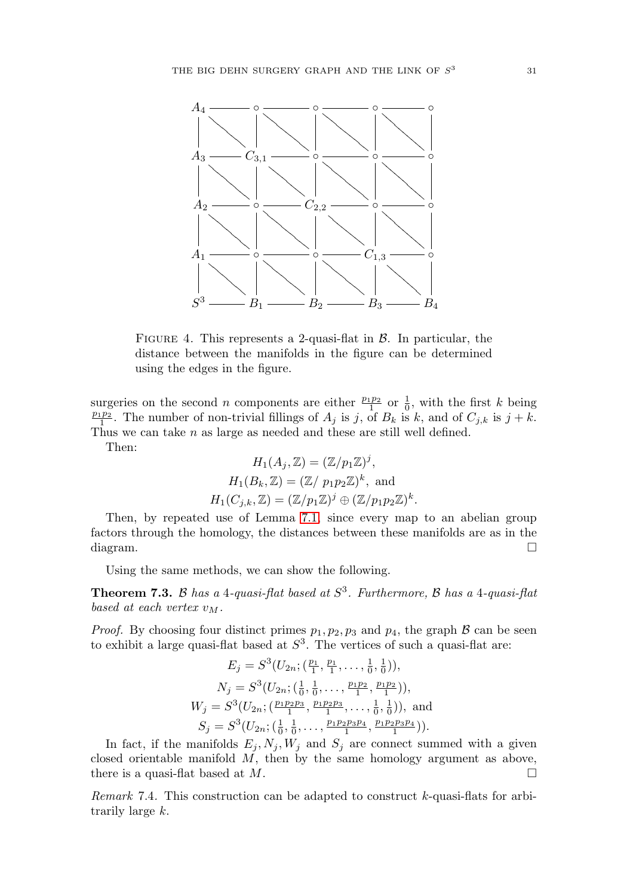FIGURE 4. This represents a 2-quasi-flat in $\mathcal{B}$. In particular, the distance between the manifolds in the figure can be determined using the edges in the figure.

surgeries on the second $n$ components are either $\frac{p_1p_2}{1}$ or $\frac{1}{0}$, with the first $k$ being $\frac{p_1p_2}{1}$. The number of non-trivial fillings of $A_j$ is $j$, of $B_k$ is $k$, and of $C_{j,k}$ is $j+k$. Thus we can take $n$ as large as needed and these are still well defined.

Then:

$$H_1(A_j, \mathbb{Z}) = (\mathbb{Z}/p_1\mathbb{Z})^j,$$
$$H_1(B_k, \mathbb{Z}) = (\mathbb{Z}/\ p_1p_2\mathbb{Z})^k, \text{ and}$$
$$H_1(C_{j,k}, \mathbb{Z}) = (\mathbb{Z}/p_1\mathbb{Z})^j \oplus (\mathbb{Z}/p_1p_2\mathbb{Z})^k.$$

Then, by repeated use of Lemma 7.1, since every map to an abelian group factors through the homology, the distances between these manifolds are as in the diagram. □

Using the same methods, we can show the following.

**Theorem 7.3.** *$\mathcal{B}$ has a 4-quasi-flat based at $S^3$. Furthermore, $\mathcal{B}$ has a 4-quasi-flat based at each vertex $v_M$.*

*Proof.* By choosing four distinct primes $p_1, p_2, p_3$ and $p_4$, the graph $\mathcal{B}$ can be seen to exhibit a large quasi-flat based at $S^3$. The vertices of such a quasi-flat are:

$$E_j = S^3(U_{2n}; (\tfrac{p_1}{1}, \tfrac{p_1}{1}, \ldots, \tfrac{1}{0}, \tfrac{1}{0})),$$
$$N_j = S^3(U_{2n}; (\tfrac{1}{0}, \tfrac{1}{0}, \ldots, \tfrac{p_1p_2}{1}, \tfrac{p_1p_2}{1})),$$
$$W_j = S^3(U_{2n}; (\tfrac{p_1p_2p_3}{1}, \tfrac{p_1p_2p_3}{1}, \ldots, \tfrac{1}{0}, \tfrac{1}{0})), \text{ and}$$
$$S_j = S^3(U_{2n}; (\tfrac{1}{0}, \tfrac{1}{0}, \ldots, \tfrac{p_1p_2p_3p_4}{1}, \tfrac{p_1p_2p_3p_4}{1})).$$

In fact, if the manifolds $E_j, N_j, W_j$ and $S_j$ are connect summed with a given closed orientable manifold $M$, then by the same homology argument as above, there is a quasi-flat based at $M$. □

*Remark* 7.4. This construction can be adapted to construct $k$-quasi-flats for arbitrarily large $k$.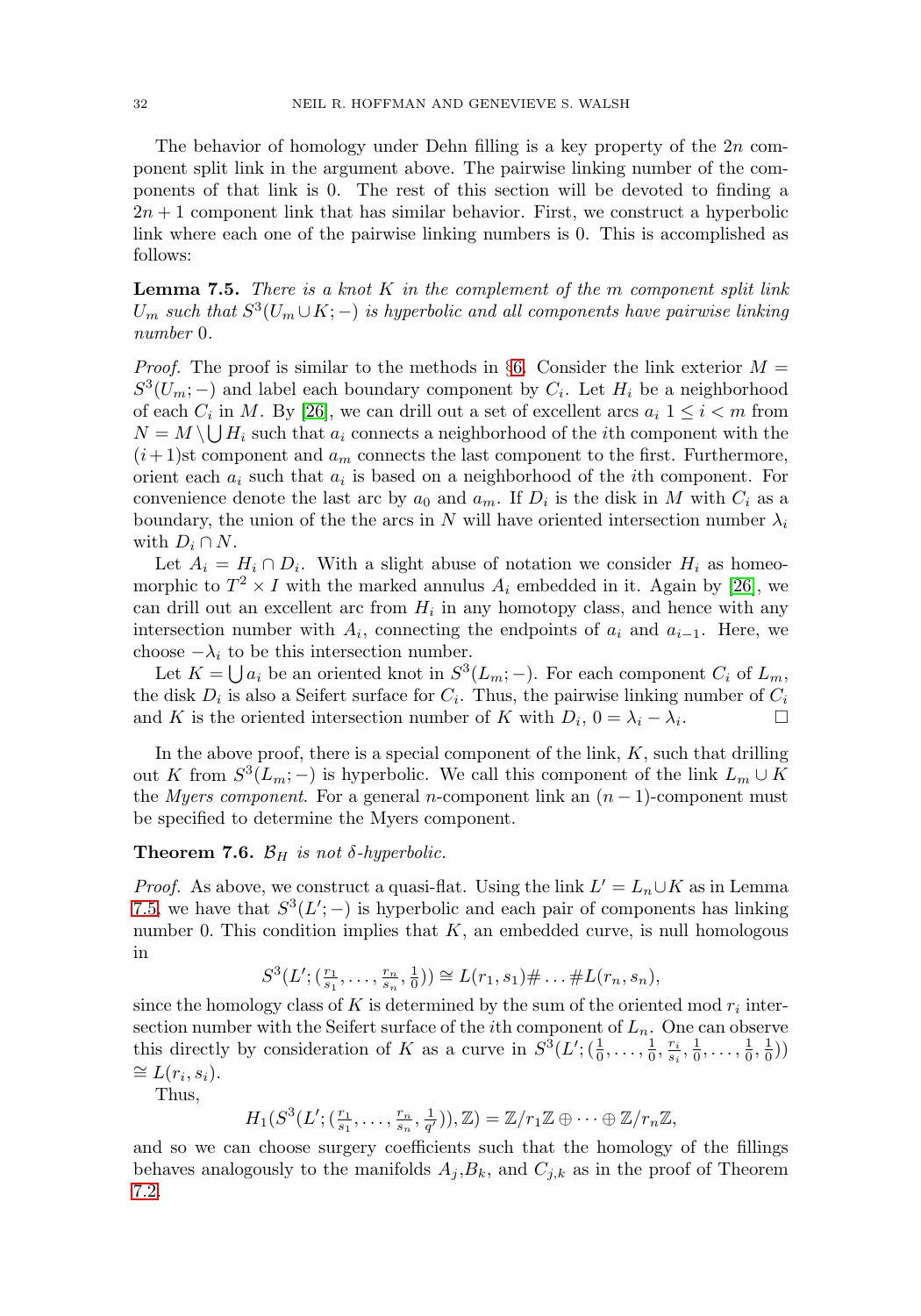The behavior of homology under Dehn filling is a key property of the $2n$ component split link in the argument above. The pairwise linking number of the components of that link is 0. The rest of this section will be devoted to finding a $2n+1$ component link that has similar behavior. First, we construct a hyperbolic link where each one of the pairwise linking numbers is 0. This is accomplished as follows:

**Lemma 7.5.** *There is a knot $K$ in the complement of the $m$ component split link $U_m$ such that $S^3(U_m \cup K; -)$ is hyperbolic and all components have pairwise linking number 0.*

*Proof.* The proof is similar to the methods in §6. Consider the link exterior $M = S^3(U_m; -)$ and label each boundary component by $C_i$. Let $H_i$ be a neighborhood of each $C_i$ in $M$. By [26], we can drill out a set of excellent arcs $a_i$ $1 \leq i < m$ from $N = M \setminus \bigcup H_i$ such that $a_i$ connects a neighborhood of the $i$th component with the $(i+1)$st component and $a_m$ connects the last component to the first. Furthermore, orient each $a_i$ such that $a_i$ is based on a neighborhood of the $i$th component. For convenience denote the last arc by $a_0$ and $a_m$. If $D_i$ is the disk in $M$ with $C_i$ as a boundary, the union of the the arcs in $N$ will have oriented intersection number $\lambda_i$ with $D_i \cap N$.

Let $A_i = H_i \cap D_i$. With a slight abuse of notation we consider $H_i$ as homeomorphic to $T^2 \times I$ with the marked annulus $A_i$ embedded in it. Again by [26], we can drill out an excellent arc from $H_i$ in any homotopy class, and hence with any intersection number with $A_i$, connecting the endpoints of $a_i$ and $a_{i-1}$. Here, we choose $-\lambda_i$ to be this intersection number.

Let $K = \bigcup a_i$ be an oriented knot in $S^3(L_m; -)$. For each component $C_i$ of $L_m$, the disk $D_i$ is also a Seifert surface for $C_i$. Thus, the pairwise linking number of $C_i$ and $K$ is the oriented intersection number of $K$ with $D_i$, $0 = \lambda_i - \lambda_i$. □

In the above proof, there is a special component of the link, $K$, such that drilling out $K$ from $S^3(L_m; -)$ is hyperbolic. We call this component of the link $L_m \cup K$ the *Myers component*. For a general $n$-component link an $(n-1)$-component must be specified to determine the Myers component.

**Theorem 7.6.** *$\mathcal{B}_H$ is not $\delta$-hyperbolic.*

*Proof.* As above, we construct a quasi-flat. Using the link $L' = L_n \cup K$ as in Lemma 7.5, we have that $S^3(L'; -)$ is hyperbolic and each pair of components has linking number 0. This condition implies that $K$, an embedded curve, is null homologous in

$$S^3(L'; (\tfrac{r_1}{s_1}, \ldots, \tfrac{r_n}{s_n}, \tfrac{1}{0})) \cong L(r_1, s_1)\# \ldots \# L(r_n, s_n),$$

since the homology class of $K$ is determined by the sum of the oriented mod $r_i$ intersection number with the Seifert surface of the $i$th component of $L_n$. One can observe this directly by consideration of $K$ as a curve in $S^3(L'; (\frac{1}{0}, \ldots, \frac{1}{0}, \frac{r_i}{s_i}, \frac{1}{0}, \ldots, \frac{1}{0}, \frac{1}{0}))$ $\cong L(r_i, s_i)$.

Thus,

$$H_1(S^3(L'; (\tfrac{r_1}{s_1}, \ldots, \tfrac{r_n}{s_n}, \tfrac{1}{q'})), \mathbb{Z}) = \mathbb{Z}/r_1\mathbb{Z} \oplus \cdots \oplus \mathbb{Z}/r_n\mathbb{Z},$$

and so we can choose surgery coefficients such that the homology of the fillings behaves analogously to the manifolds $A_j$, $B_k$, and $C_{j,k}$ as in the proof of Theorem 7.2.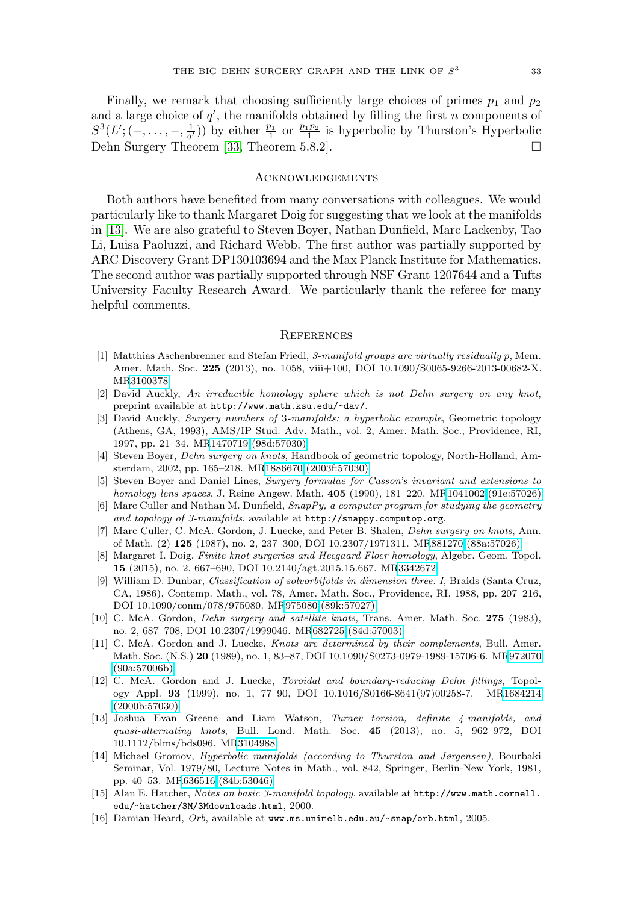Finally, we remark that choosing sufficiently large choices of primes $p_1$ and $p_2$ and a large choice of $q'$, the manifolds obtained by filling the first $n$ components of $S^3(L'; (-, \ldots, -, \frac{1}{q'}))$ by either $\frac{p_1}{1}$ or $\frac{p_1 p_2}{1}$ is hyperbolic by Thurston's Hyperbolic Dehn Surgery Theorem [33, Theorem 5.8.2]. $\square$

## Acknowledgements

Both authors have benefited from many conversations with colleagues. We would particularly like to thank Margaret Doig for suggesting that we look at the manifolds in [13]. We are also grateful to Steven Boyer, Nathan Dunfield, Marc Lackenby, Tao Li, Luisa Paoluzzi, and Richard Webb. The first author was partially supported by ARC Discovery Grant DP130103694 and the Max Planck Institute for Mathematics. The second author was partially supported through NSF Grant 1207644 and a Tufts University Faculty Research Award. We particularly thank the referee for many helpful comments.

## References

[1] Matthias Aschenbrenner and Stefan Friedl, *3-manifold groups are virtually residually p*, Mem. Amer. Math. Soc. **225** (2013), no. 1058, viii+100, DOI 10.1090/S0065-9266-2013-00682-X. MR3100378

[2] David Auckly, *An irreducible homology sphere which is not Dehn surgery on any knot*, preprint available at http://www.math.ksu.edu/~dav/.

[3] David Auckly, *Surgery numbers of 3-manifolds: a hyperbolic example*, Geometric topology (Athens, GA, 1993), AMS/IP Stud. Adv. Math., vol. 2, Amer. Math. Soc., Providence, RI, 1997, pp. 21–34. MR1470719 (98d:57030)

[4] Steven Boyer, *Dehn surgery on knots*, Handbook of geometric topology, North-Holland, Amsterdam, 2002, pp. 165–218. MR1886670 (2003f:57030)

[5] Steven Boyer and Daniel Lines, *Surgery formulae for Casson's invariant and extensions to homology lens spaces*, J. Reine Angew. Math. **405** (1990), 181–220. MR1041002 (91e:57026)

[6] Marc Culler and Nathan M. Dunfield, *SnapPy, a computer program for studying the geometry and topology of 3-manifolds*. available at http://snappy.computop.org.

[7] Marc Culler, C. McA. Gordon, J. Luecke, and Peter B. Shalen, *Dehn surgery on knots*, Ann. of Math. (2) **125** (1987), no. 2, 237–300, DOI 10.2307/1971311. MR881270 (88a:57026)

[8] Margaret I. Doig, *Finite knot surgeries and Heegaard Floer homology*, Algebr. Geom. Topol. **15** (2015), no. 2, 667–690, DOI 10.2140/agt.2015.15.667. MR3342672

[9] William D. Dunbar, *Classification of solvorbifolds in dimension three. I*, Braids (Santa Cruz, CA, 1986), Contemp. Math., vol. 78, Amer. Math. Soc., Providence, RI, 1988, pp. 207–216, DOI 10.1090/conm/078/975080. MR975080 (89k:57027)

[10] C. McA. Gordon, *Dehn surgery and satellite knots*, Trans. Amer. Math. Soc. **275** (1983), no. 2, 687–708, DOI 10.2307/1999046. MR682725 (84d:57003)

[11] C. McA. Gordon and J. Luecke, *Knots are determined by their complements*, Bull. Amer. Math. Soc. (N.S.) **20** (1989), no. 1, 83–87, DOI 10.1090/S0273-0979-1989-15706-6. MR972070 (90a:57006b)

[12] C. McA. Gordon and J. Luecke, *Toroidal and boundary-reducing Dehn fillings*, Topology Appl. **93** (1999), no. 1, 77–90, DOI 10.1016/S0166-8641(97)00258-7. MR1684214 (2000b:57030)

[13] Joshua Evan Greene and Liam Watson, *Turaev torsion, definite 4-manifolds, and quasi-alternating knots*, Bull. Lond. Math. Soc. **45** (2013), no. 5, 962–972, DOI 10.1112/blms/bds096. MR3104988

[14] Michael Gromov, *Hyperbolic manifolds (according to Thurston and Jørgensen)*, Bourbaki Seminar, Vol. 1979/80, Lecture Notes in Math., vol. 842, Springer, Berlin-New York, 1981, pp. 40–53. MR636516 (84b:53046)

[15] Alan E. Hatcher, *Notes on basic 3-manifold topology*, available at http://www.math.cornell.edu/~hatcher/3M/3Mdownloads.html, 2000.

[16] Damian Heard, *Orb*, available at www.ms.unimelb.edu.au/~snap/orb.html, 2005.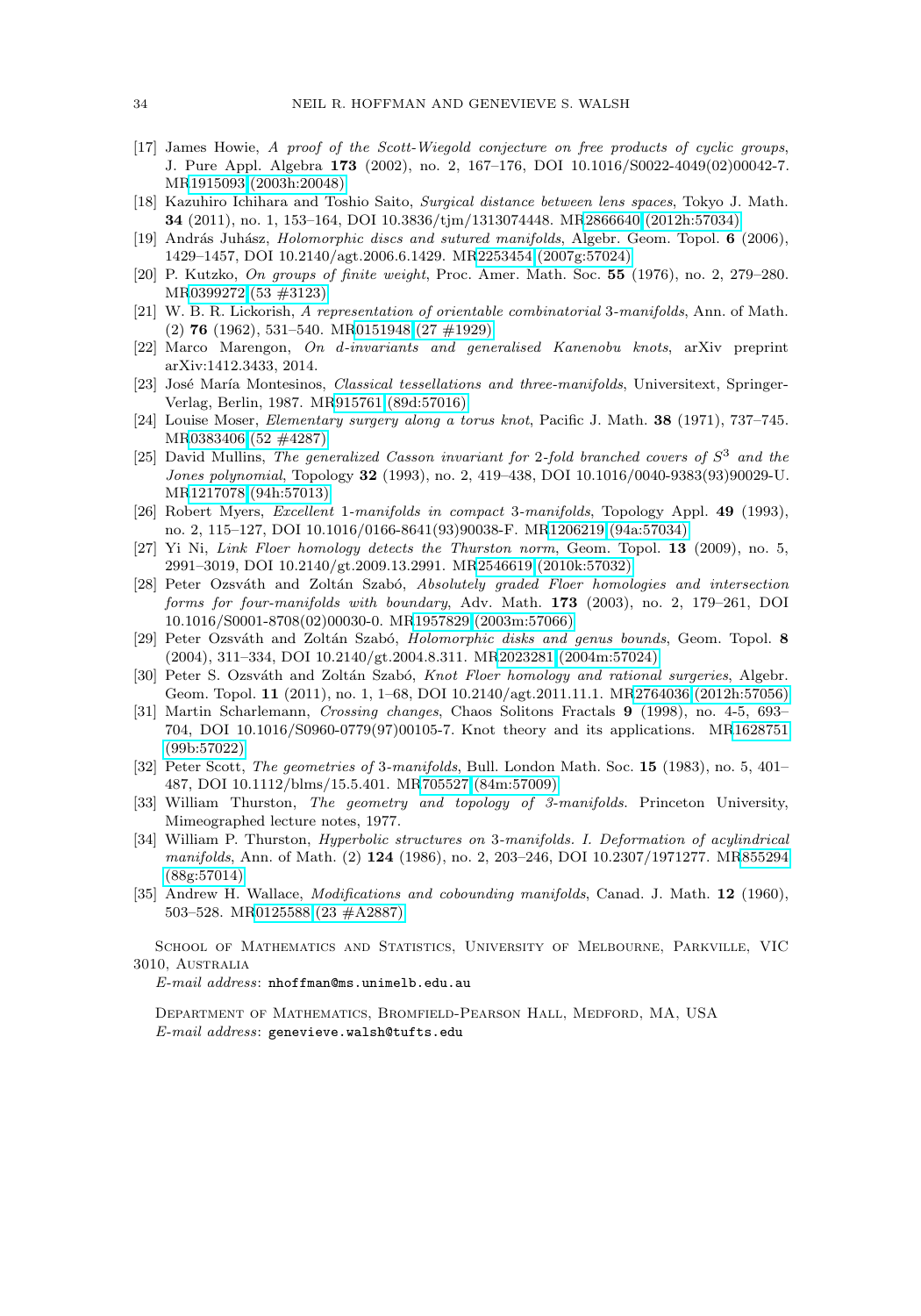[17] James Howie, *A proof of the Scott-Wiegold conjecture on free products of cyclic groups*, J. Pure Appl. Algebra **173** (2002), no. 2, 167–176, DOI 10.1016/S0022-4049(02)00042-7. MR1915093 (2003h:20048)

[18] Kazuhiro Ichihara and Toshio Saito, *Surgical distance between lens spaces*, Tokyo J. Math. **34** (2011), no. 1, 153–164, DOI 10.3836/tjm/1313074448. MR2866640 (2012h:57034)

[19] András Juhász, *Holomorphic discs and sutured manifolds*, Algebr. Geom. Topol. **6** (2006), 1429–1457, DOI 10.2140/agt.2006.6.1429. MR2253454 (2007g:57024)

[20] P. Kutzko, *On groups of finite weight*, Proc. Amer. Math. Soc. **55** (1976), no. 2, 279–280. MR0399272 (53 #3123)

[21] W. B. R. Lickorish, *A representation of orientable combinatorial 3-manifolds*, Ann. of Math. (2) **76** (1962), 531–540. MR0151948 (27 #1929)

[22] Marco Marengon, *On d-invariants and generalised Kanenobu knots*, arXiv preprint arXiv:1412.3433, 2014.

[23] José María Montesinos, *Classical tessellations and three-manifolds*, Universitext, Springer-Verlag, Berlin, 1987. MR915761 (89d:57016)

[24] Louise Moser, *Elementary surgery along a torus knot*, Pacific J. Math. **38** (1971), 737–745. MR0383406 (52 #4287)

[25] David Mullins, *The generalized Casson invariant for 2-fold branched covers of $S^3$ and the Jones polynomial*, Topology **32** (1993), no. 2, 419–438, DOI 10.1016/0040-9383(93)90029-U. MR1217078 (94h:57013)

[26] Robert Myers, *Excellent 1-manifolds in compact 3-manifolds*, Topology Appl. **49** (1993), no. 2, 115–127, DOI 10.1016/0166-8641(93)90038-F. MR1206219 (94a:57034)

[27] Yi Ni, *Link Floer homology detects the Thurston norm*, Geom. Topol. **13** (2009), no. 5, 2991–3019, DOI 10.2140/gt.2009.13.2991. MR2546619 (2010k:57032)

[28] Peter Ozsváth and Zoltán Szabó, *Absolutely graded Floer homologies and intersection forms for four-manifolds with boundary*, Adv. Math. **173** (2003), no. 2, 179–261, DOI 10.1016/S0001-8708(02)00030-0. MR1957829 (2003m:57066)

[29] Peter Ozsváth and Zoltán Szabó, *Holomorphic disks and genus bounds*, Geom. Topol. **8** (2004), 311–334, DOI 10.2140/gt.2004.8.311. MR2023281 (2004m:57024)

[30] Peter S. Ozsváth and Zoltán Szabó, *Knot Floer homology and rational surgeries*, Algebr. Geom. Topol. **11** (2011), no. 1, 1–68, DOI 10.2140/agt.2011.11.1. MR2764036 (2012h:57056)

[31] Martin Scharlemann, *Crossing changes*, Chaos Solitons Fractals **9** (1998), no. 4-5, 693–704, DOI 10.1016/S0960-0779(97)00105-7. Knot theory and its applications. MR1628751 (99b:57022)

[32] Peter Scott, *The geometries of 3-manifolds*, Bull. London Math. Soc. **15** (1983), no. 5, 401–487, DOI 10.1112/blms/15.5.401. MR705527 (84m:57009)

[33] William Thurston, *The geometry and topology of 3-manifolds*. Princeton University, Mimeographed lecture notes, 1977.

[34] William P. Thurston, *Hyperbolic structures on 3-manifolds. I. Deformation of acylindrical manifolds*, Ann. of Math. (2) **124** (1986), no. 2, 203–246, DOI 10.2307/1971277. MR855294 (88g:57014)

[35] Andrew H. Wallace, *Modifications and cobounding manifolds*, Canad. J. Math. **12** (1960), 503–528. MR0125588 (23 #A2887)

School of Mathematics and Statistics, University of Melbourne, Parkville, VIC 3010, Australia

*E-mail address*: nhoffman@ms.unimelb.edu.au

Department of Mathematics, Bromfield-Pearson Hall, Medford, MA, USA

*E-mail address*: genevieve.walsh@tufts.edu